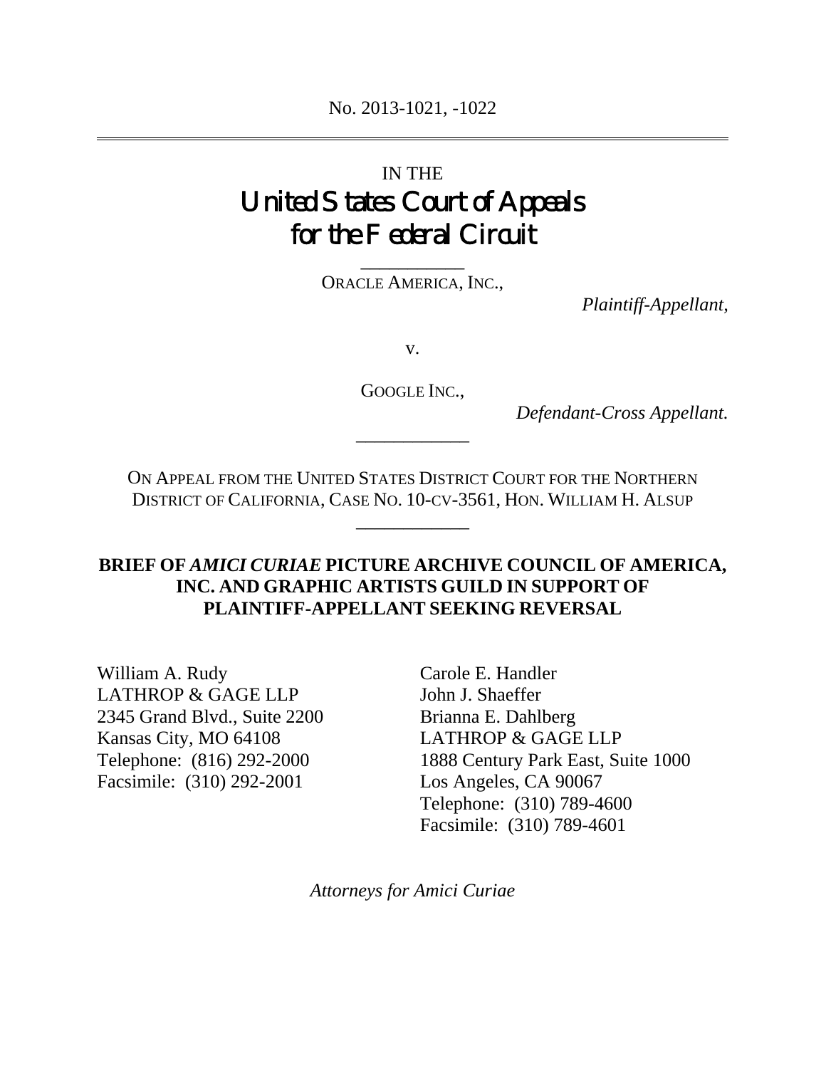No. 2013-1021, -1022

---

IN THE

# United States Court of Appeals for the Federal Circuit

---

ORACLE AMERICA, INC.,

*Plaintiff-Appellant,*

v.

GOOGLE INC.,

*Defendant-Cross Appellant.*

---

ON APPEAL FROM THE UNITED STATES DISTRICT COURT FOR THE NORTHERN DISTRICT OF CALIFORNIA, CASE NO. 10-CV-3561, HON. WILLIAM H. ALSUP

---

**BRIEF OF *AMICI CURIAE* PICTURE ARCHIVE COUNCIL OF AMERICA, INC. AND GRAPHIC ARTISTS GUILD IN SUPPORT OF PLAINTIFF-APPELLANT SEEKING REVERSAL**

William A. Rudy
LATHROP & GAGE LLP
2345 Grand Blvd., Suite 2200
Kansas City, MO 64108
Telephone: (816) 292-2000
Facsimile: (310) 292-2001

Carole E. Handler
John J. Shaeffer
Brianna E. Dahlberg
LATHROP & GAGE LLP
1888 Century Park East, Suite 1000
Los Angeles, CA 90067
Telephone: (310) 789-4600
Facsimile: (310) 789-4601

*Attorneys for Amici Curiae*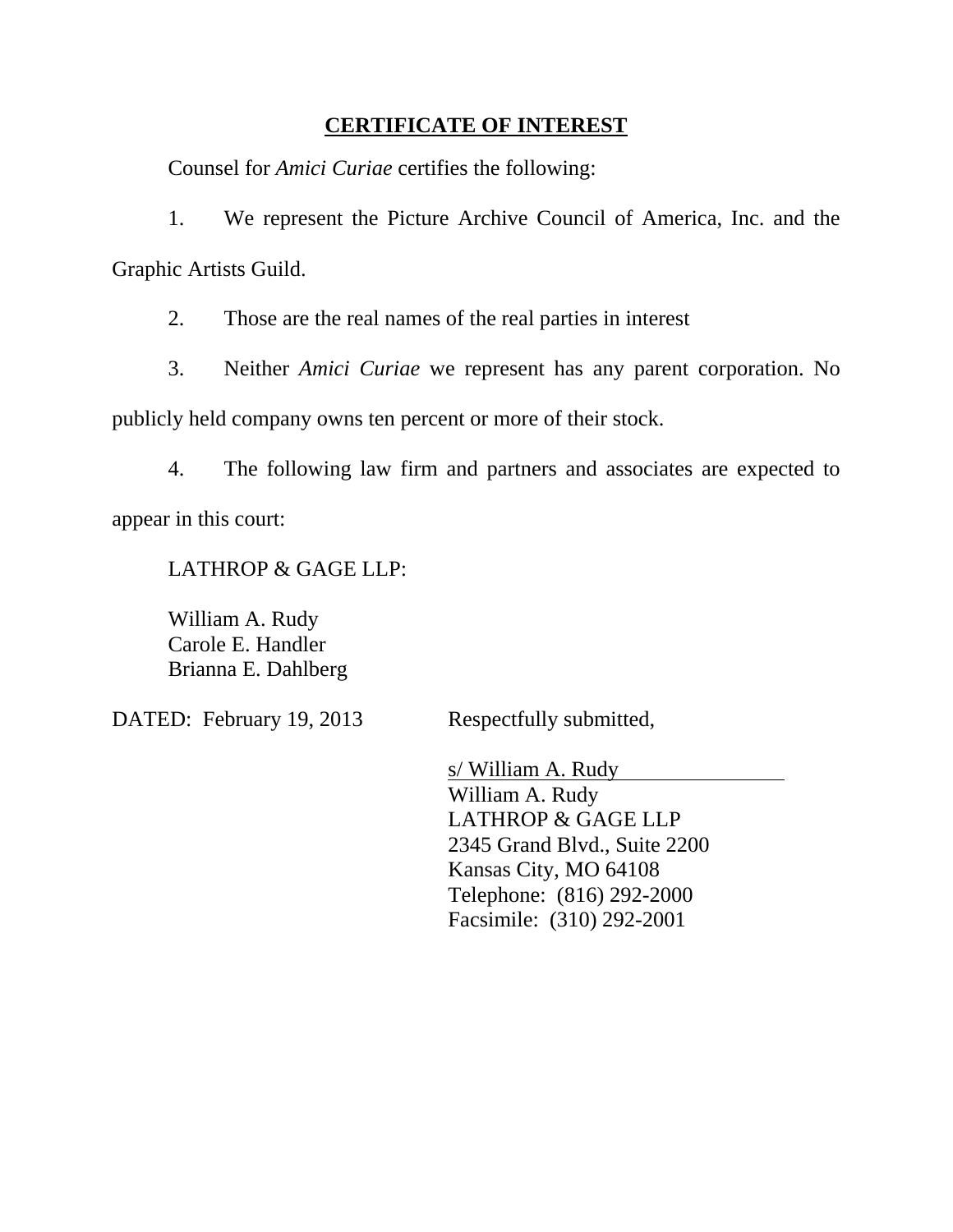## CERTIFICATE OF INTEREST

Counsel for *Amici Curiae* certifies the following:

1. We represent the Picture Archive Council of America, Inc. and the Graphic Artists Guild.

2. Those are the real names of the real parties in interest

3. Neither *Amici Curiae* we represent has any parent corporation. No publicly held company owns ten percent or more of their stock.

4. The following law firm and partners and associates are expected to appear in this court:

LATHROP & GAGE LLP:

William A. Rudy
Carole E. Handler
Brianna E. Dahlberg

DATED: February 19, 2013

Respectfully submitted,

s/ William A. Rudy
William A. Rudy
LATHROP & GAGE LLP
2345 Grand Blvd., Suite 2200
Kansas City, MO 64108
Telephone: (816) 292-2000
Facsimile: (310) 292-2001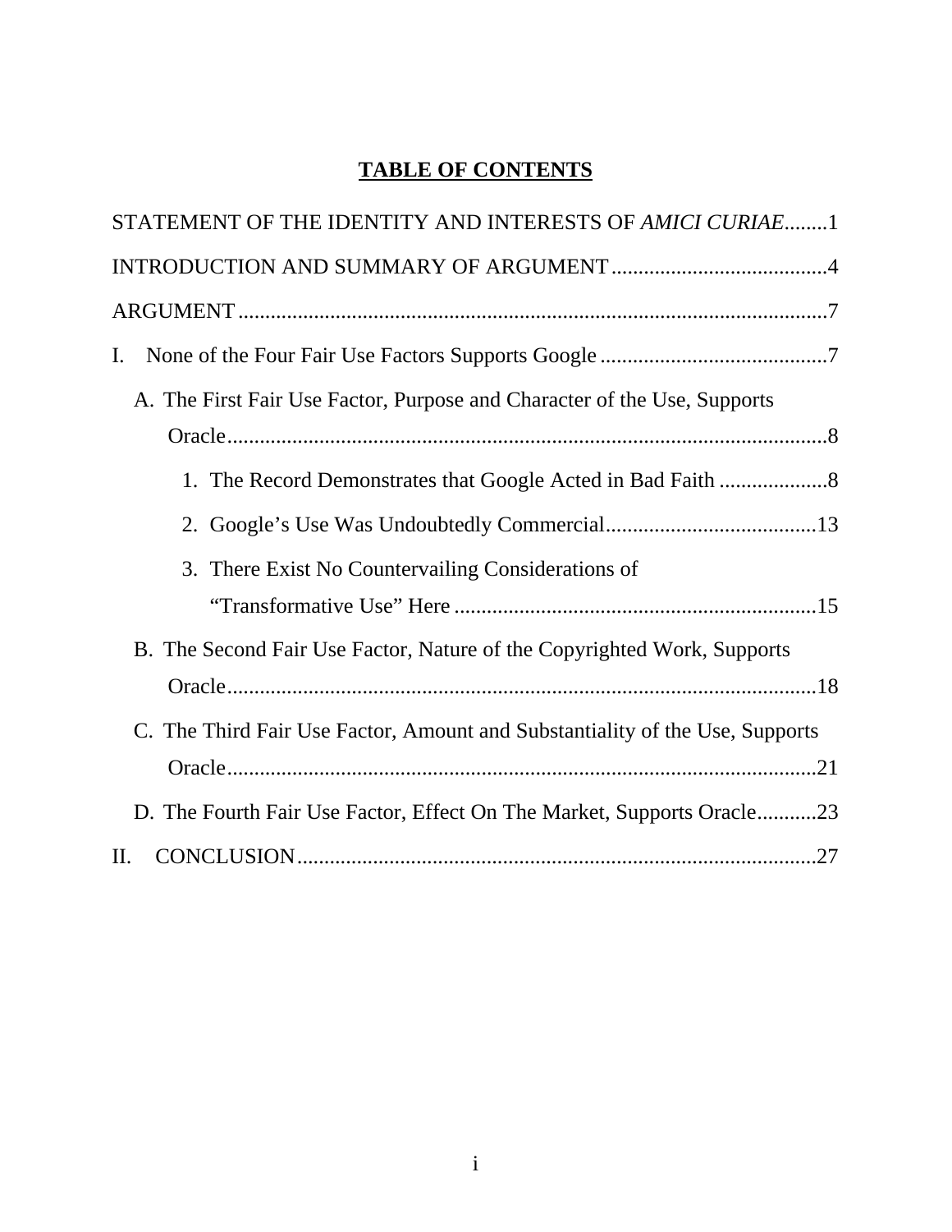# TABLE OF CONTENTS

STATEMENT OF THE IDENTITY AND INTERESTS OF *AMICI CURIAE*........1

INTRODUCTION AND SUMMARY OF ARGUMENT........................................4

ARGUMENT...........................................................................................................7

I. None of the Four Fair Use Factors Supports Google..........................................7

A. The First Fair Use Factor, Purpose and Character of the Use, Supports Oracle..............................................................................................................8

1. The Record Demonstrates that Google Acted in Bad Faith....................8

2. Google's Use Was Undoubtedly Commercial.......................................13

3. There Exist No Countervailing Considerations of "Transformative Use" Here...................................................................15

B. The Second Fair Use Factor, Nature of the Copyrighted Work, Supports Oracle.............................................................................................................18

C. The Third Fair Use Factor, Amount and Substantiality of the Use, Supports Oracle.............................................................................................................21

D. The Fourth Fair Use Factor, Effect On The Market, Supports Oracle...........23

II. CONCLUSION................................................................................................27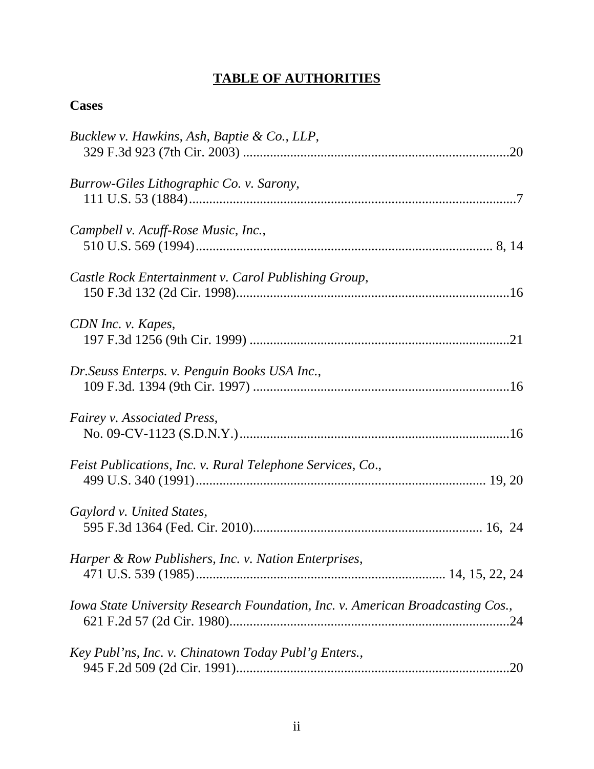# TABLE OF AUTHORITIES

## Cases

*Bucklew v. Hawkins, Ash, Baptie & Co., LLP*,
329 F.3d 923 (7th Cir. 2003) ..............................................................................20

*Burrow-Giles Lithographic Co. v. Sarony*,
111 U.S. 53 (1884)...............................................................................................7

*Campbell v. Acuff-Rose Music, Inc.*,
510 U.S. 569 (1994)...................................................................................... 8, 14

*Castle Rock Entertainment v. Carol Publishing Group*,
150 F.3d 132 (2d Cir. 1998)...............................................................................16

*CDN Inc. v. Kapes*,
197 F.3d 1256 (9th Cir. 1999) ............................................................................21

*Dr.Seuss Enterps. v. Penguin Books USA Inc.*,
109 F.3d. 1394 (9th Cir. 1997) ...........................................................................16

*Fairey v. Associated Press*,
No. 09-CV-1123 (S.D.N.Y.)...............................................................................16

*Feist Publications, Inc. v. Rural Telephone Services, Co*.,
499 U.S. 340 (1991)..................................................................................... 19, 20

*Gaylord v. United States*,
595 F.3d 1364 (Fed. Cir. 2010).................................................................. 16, 24

*Harper & Row Publishers, Inc. v. Nation Enterprises*,
471 U.S. 539 (1985)........................................................................ 14, 15, 22, 24

*Iowa State University Research Foundation, Inc. v. American Broadcasting Cos.*,
621 F.2d 57 (2d Cir. 1980)..................................................................................24

*Key Publ'ns, Inc. v. Chinatown Today Publ'g Enters.*,
945 F.2d 509 (2d Cir. 1991)................................................................................20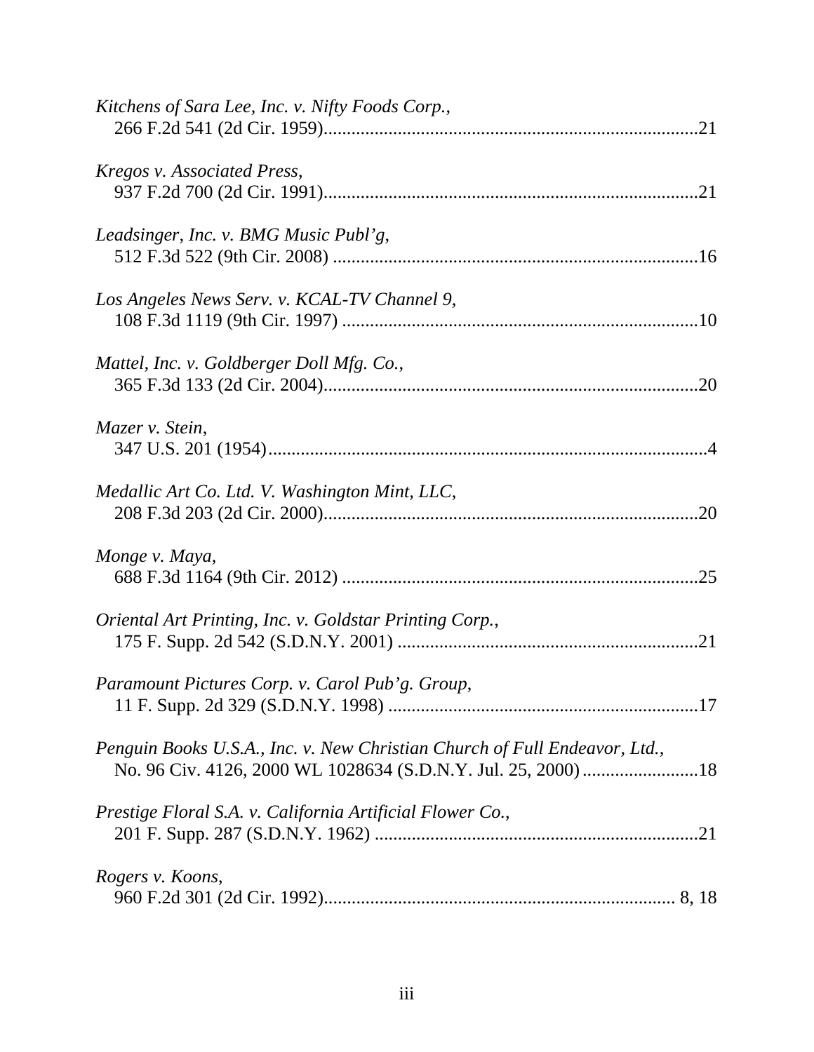*Kitchens of Sara Lee, Inc. v. Nifty Foods Corp.*,
266 F.2d 541 (2d Cir. 1959)................................................................................21

*Kregos v. Associated Press*,
937 F.2d 700 (2d Cir. 1991)................................................................................21

*Leadsinger, Inc. v. BMG Music Publ'g*,
512 F.3d 522 (9th Cir. 2008) ..............................................................................16

*Los Angeles News Serv. v. KCAL-TV Channel 9*,
108 F.3d 1119 (9th Cir. 1997) ............................................................................10

*Mattel, Inc. v. Goldberger Doll Mfg. Co.*,
365 F.3d 133 (2d Cir. 2004)................................................................................20

*Mazer v. Stein*,
347 U.S. 201 (1954)..............................................................................................4

*Medallic Art Co. Ltd. V. Washington Mint, LLC*,
208 F.3d 203 (2d Cir. 2000)................................................................................20

*Monge v. Maya*,
688 F.3d 1164 (9th Cir. 2012) ............................................................................25

*Oriental Art Printing, Inc. v. Goldstar Printing Corp.*,
175 F. Supp. 2d 542 (S.D.N.Y. 2001) .................................................................21

*Paramount Pictures Corp. v. Carol Pub'g. Group*,
11 F. Supp. 2d 329 (S.D.N.Y. 1998) ...................................................................17

*Penguin Books U.S.A., Inc. v. New Christian Church of Full Endeavor, Ltd.*,
No. 96 Civ. 4126, 2000 WL 1028634 (S.D.N.Y. Jul. 25, 2000).........................18

*Prestige Floral S.A. v. California Artificial Flower Co.*,
201 F. Supp. 287 (S.D.N.Y. 1962) .....................................................................21

*Rogers v. Koons*,
960 F.2d 301 (2d Cir. 1992)........................................................................... 8, 18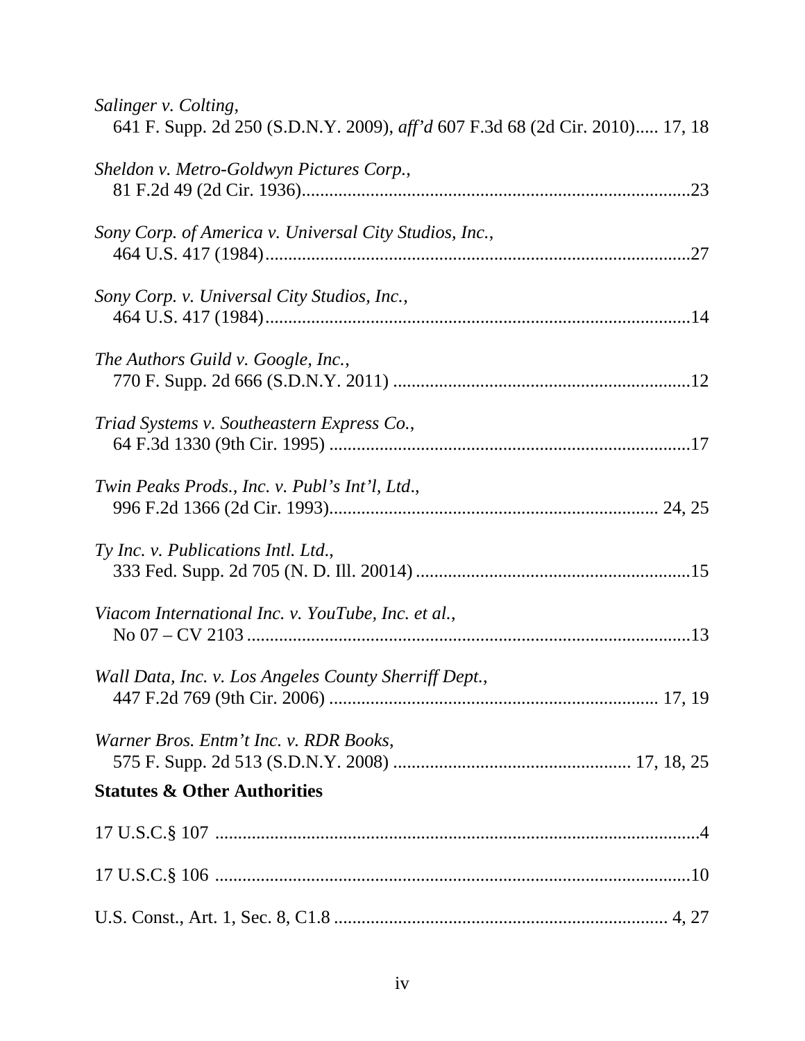*Salinger v. Colting*,
641 F. Supp. 2d 250 (S.D.N.Y. 2009), *aff'd* 607 F.3d 68 (2d Cir. 2010)..... 17, 18

*Sheldon v. Metro-Goldwyn Pictures Corp.*,
81 F.2d 49 (2d Cir. 1936)......................................................................................23

*Sony Corp. of America v. Universal City Studios, Inc.*,
464 U.S. 417 (1984)...............................................................................................27

*Sony Corp. v. Universal City Studios, Inc.*,
464 U.S. 417 (1984)...............................................................................................14

*The Authors Guild v. Google, Inc.*,
770 F. Supp. 2d 666 (S.D.N.Y. 2011) ...................................................................12

*Triad Systems v. Southeastern Express Co.*,
64 F.3d 1330 (9th Cir. 1995) .................................................................................17

*Twin Peaks Prods., Inc. v. Publ's Int'l, Ltd*.,
996 F.2d 1366 (2d Cir. 1993)......................................................................... 24, 25

*Ty Inc. v. Publications Intl. Ltd.*,
333 Fed. Supp. 2d 705 (N. D. Ill. 20014) ..............................................................15

*Viacom International Inc. v. YouTube, Inc. et al.*,
No 07 – CV 2103 ...................................................................................................13

*Wall Data, Inc. v. Los Angeles County Sherriff Dept.*,
447 F.2d 769 (9th Cir. 2006) ......................................................................... 17, 19

*Warner Bros. Entm't Inc. v. RDR Books*,
575 F. Supp. 2d 513 (S.D.N.Y. 2008) ..................................................... 17, 18, 25

**Statutes & Other Authorities**

17 U.S.C.§ 107 ..........................................................................................................4

17 U.S.C.§ 106 ........................................................................................................10

U.S. Const., Art. 1, Sec. 8, C1.8 .......................................................................... 4, 27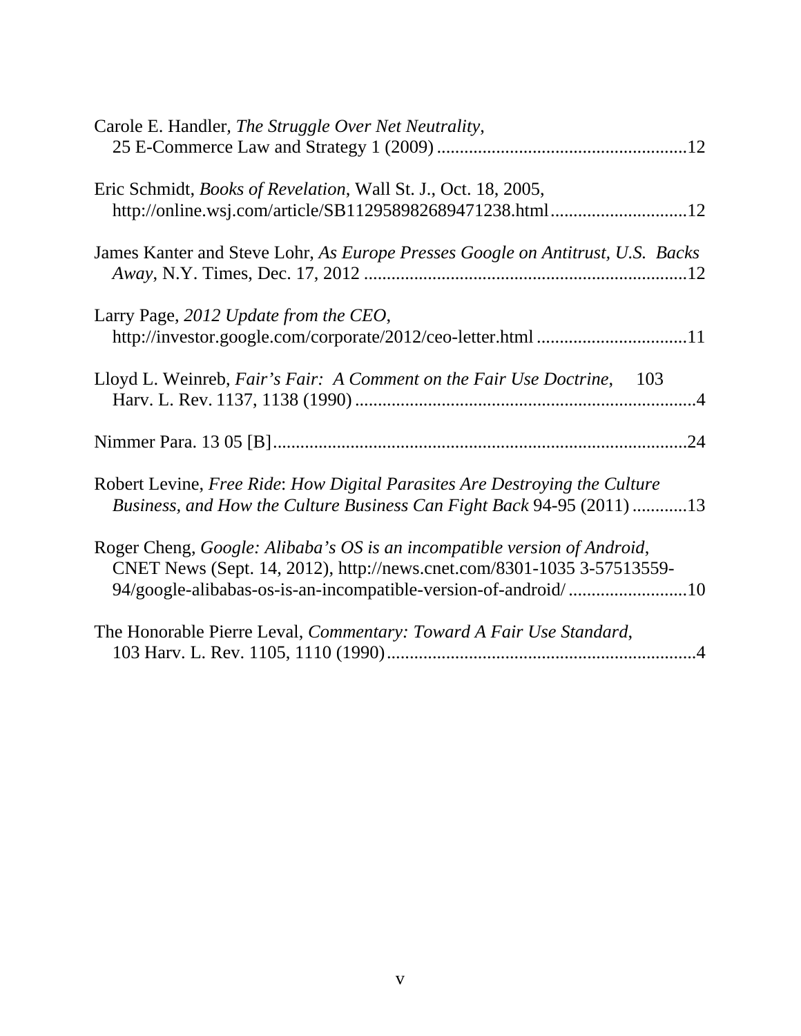Carole E. Handler, *The Struggle Over Net Neutrality*, 25 E-Commerce Law and Strategy 1 (2009) .......................................................12

Eric Schmidt, *Books of Revelation*, Wall St. J., Oct. 18, 2005, http://online.wsj.com/article/SB112958982689471238.html..............................12

James Kanter and Steve Lohr, *As Europe Presses Google on Antitrust, U.S. Backs Away*, N.Y. Times, Dec. 17, 2012 .......................................................................12

Larry Page, *2012 Update from the CEO*, http://investor.google.com/corporate/2012/ceo-letter.html .................................11

Lloyd L. Weinreb, *Fair's Fair: A Comment on the Fair Use Doctrine*, 103 Harv. L. Rev. 1137, 1138 (1990) ..........................................................................4

Nimmer Para. 13 05 [B]...........................................................................................24

Robert Levine, *Free Ride*: *How Digital Parasites Are Destroying the Culture Business, and How the Culture Business Can Fight Back* 94-95 (2011) ............13

Roger Cheng, *Google: Alibaba's OS is an incompatible version of Android*, CNET News (Sept. 14, 2012), http://news.cnet.com/8301-1035 3-57513559-94/google-alibabas-os-is-an-incompatible-version-of-android/ ..........................10

The Honorable Pierre Leval, *Commentary: Toward A Fair Use Standard*, 103 Harv. L. Rev. 1105, 1110 (1990)....................................................................4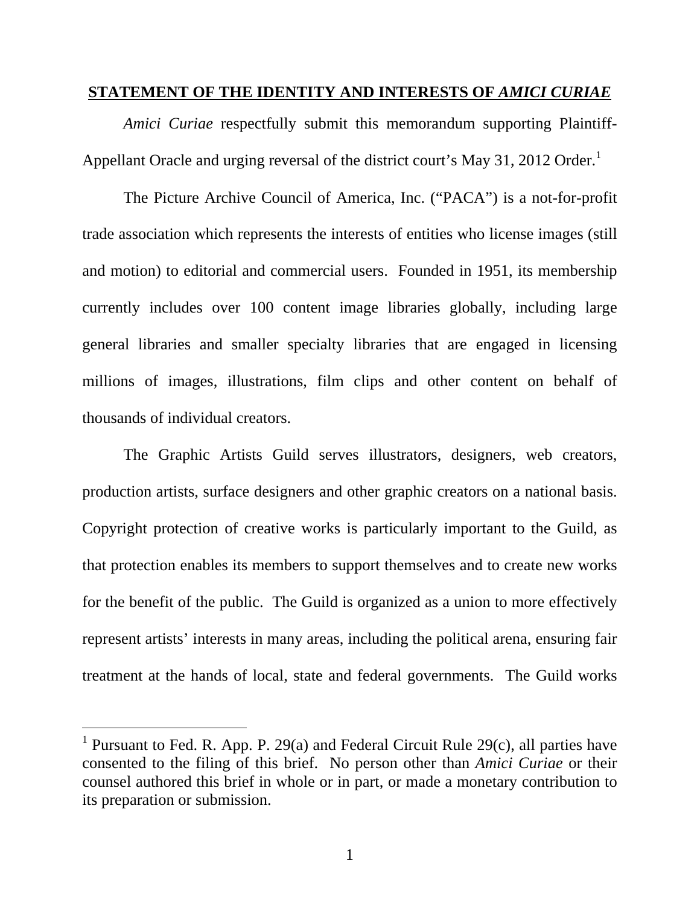## STATEMENT OF THE IDENTITY AND INTERESTS OF *AMICI CURIAE*

*Amici Curiae* respectfully submit this memorandum supporting Plaintiff-Appellant Oracle and urging reversal of the district court's May 31, 2012 Order.[1]

The Picture Archive Council of America, Inc. ("PACA") is a not-for-profit trade association which represents the interests of entities who license images (still and motion) to editorial and commercial users. Founded in 1951, its membership currently includes over 100 content image libraries globally, including large general libraries and smaller specialty libraries that are engaged in licensing millions of images, illustrations, film clips and other content on behalf of thousands of individual creators.

The Graphic Artists Guild serves illustrators, designers, web creators, production artists, surface designers and other graphic creators on a national basis. Copyright protection of creative works is particularly important to the Guild, as that protection enables its members to support themselves and to create new works for the benefit of the public. The Guild is organized as a union to more effectively represent artists' interests in many areas, including the political arena, ensuring fair treatment at the hands of local, state and federal governments. The Guild works

[1] Pursuant to Fed. R. App. P. 29(a) and Federal Circuit Rule 29(c), all parties have consented to the filing of this brief. No person other than *Amici Curiae* or their counsel authored this brief in whole or in part, or made a monetary contribution to its preparation or submission.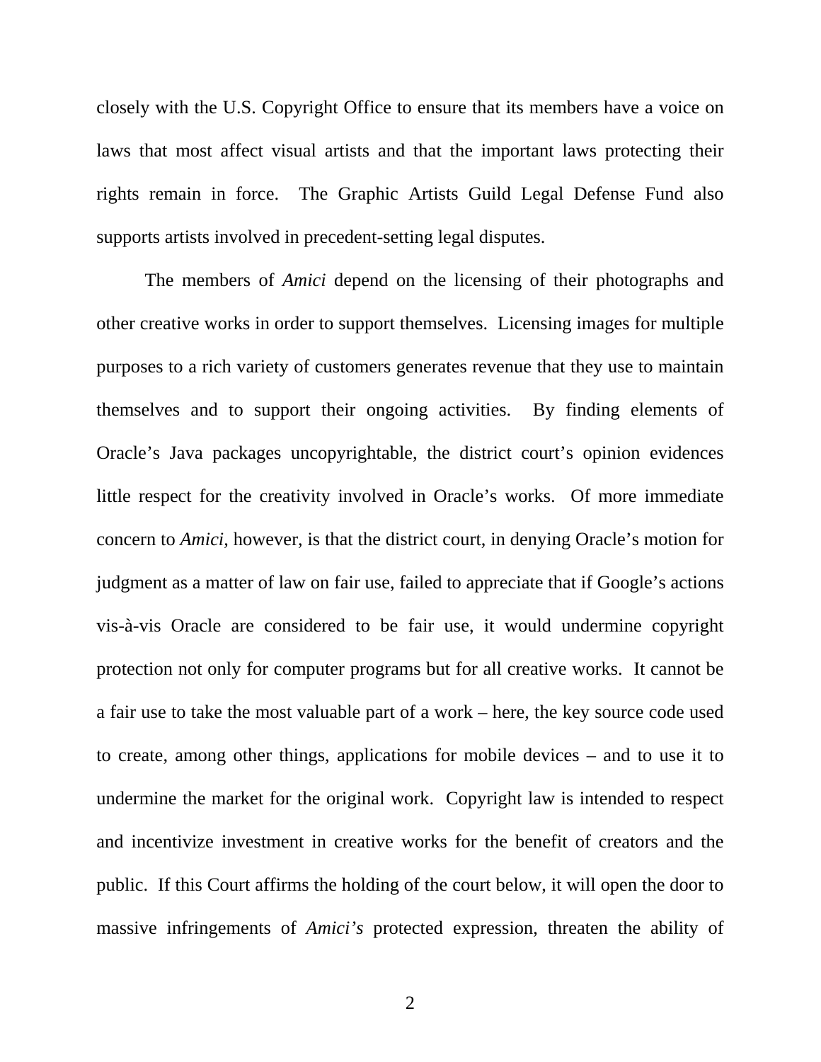closely with the U.S. Copyright Office to ensure that its members have a voice on laws that most affect visual artists and that the important laws protecting their rights remain in force. The Graphic Artists Guild Legal Defense Fund also supports artists involved in precedent-setting legal disputes.

The members of *Amici* depend on the licensing of their photographs and other creative works in order to support themselves. Licensing images for multiple purposes to a rich variety of customers generates revenue that they use to maintain themselves and to support their ongoing activities. By finding elements of Oracle's Java packages uncopyrightable, the district court's opinion evidences little respect for the creativity involved in Oracle's works. Of more immediate concern to *Amici*, however, is that the district court, in denying Oracle's motion for judgment as a matter of law on fair use, failed to appreciate that if Google's actions vis-à-vis Oracle are considered to be fair use, it would undermine copyright protection not only for computer programs but for all creative works. It cannot be a fair use to take the most valuable part of a work – here, the key source code used to create, among other things, applications for mobile devices – and to use it to undermine the market for the original work. Copyright law is intended to respect and incentivize investment in creative works for the benefit of creators and the public. If this Court affirms the holding of the court below, it will open the door to massive infringements of *Amici's* protected expression, threaten the ability of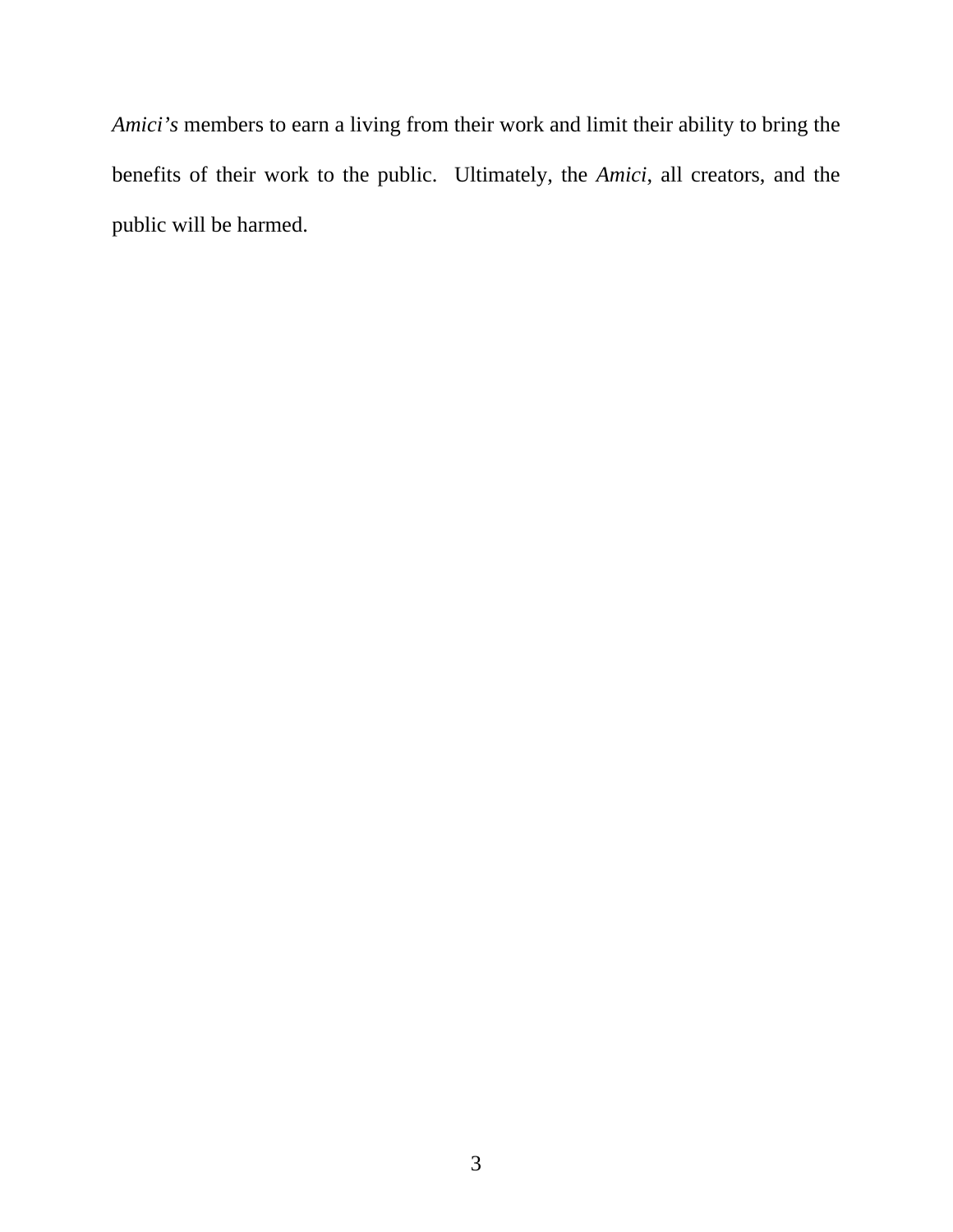*Amici's* members to earn a living from their work and limit their ability to bring the benefits of their work to the public. Ultimately, the *Amici*, all creators, and the public will be harmed.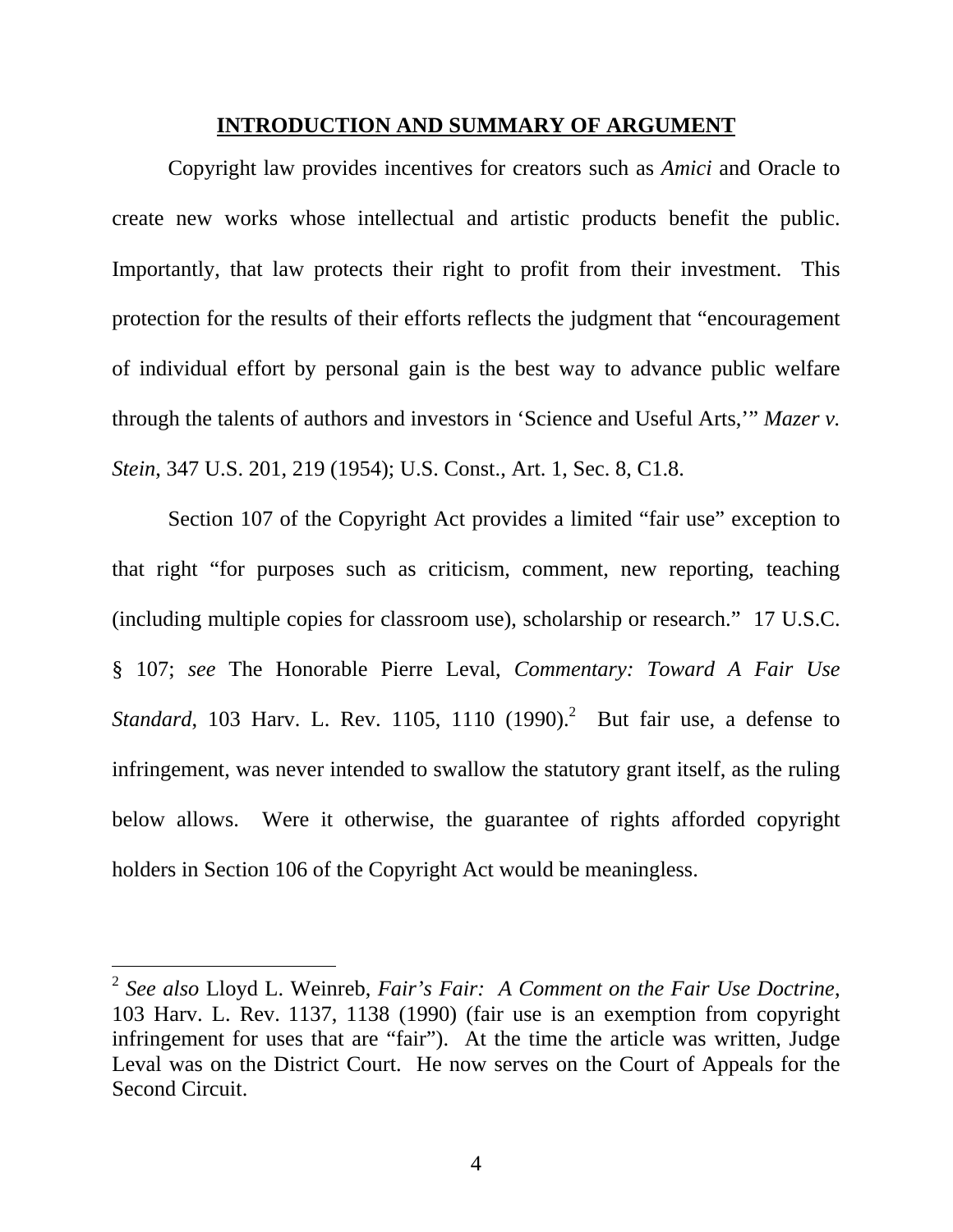## INTRODUCTION AND SUMMARY OF ARGUMENT

Copyright law provides incentives for creators such as *Amici* and Oracle to create new works whose intellectual and artistic products benefit the public. Importantly, that law protects their right to profit from their investment. This protection for the results of their efforts reflects the judgment that "encouragement of individual effort by personal gain is the best way to advance public welfare through the talents of authors and investors in 'Science and Useful Arts,'" *Mazer v. Stein*, 347 U.S. 201, 219 (1954); U.S. Const., Art. 1, Sec. 8, C1.8.

Section 107 of the Copyright Act provides a limited "fair use" exception to that right "for purposes such as criticism, comment, new reporting, teaching (including multiple copies for classroom use), scholarship or research." 17 U.S.C. § 107; *see* The Honorable Pierre Leval, *Commentary: Toward A Fair Use Standard*, 103 Harv. L. Rev. 1105, 1110 (1990).[2] But fair use, a defense to infringement, was never intended to swallow the statutory grant itself, as the ruling below allows. Were it otherwise, the guarantee of rights afforded copyright holders in Section 106 of the Copyright Act would be meaningless.

---

[2] *See also* Lloyd L. Weinreb, *Fair's Fair: A Comment on the Fair Use Doctrine*, 103 Harv. L. Rev. 1137, 1138 (1990) (fair use is an exemption from copyright infringement for uses that are "fair"). At the time the article was written, Judge Leval was on the District Court. He now serves on the Court of Appeals for the Second Circuit.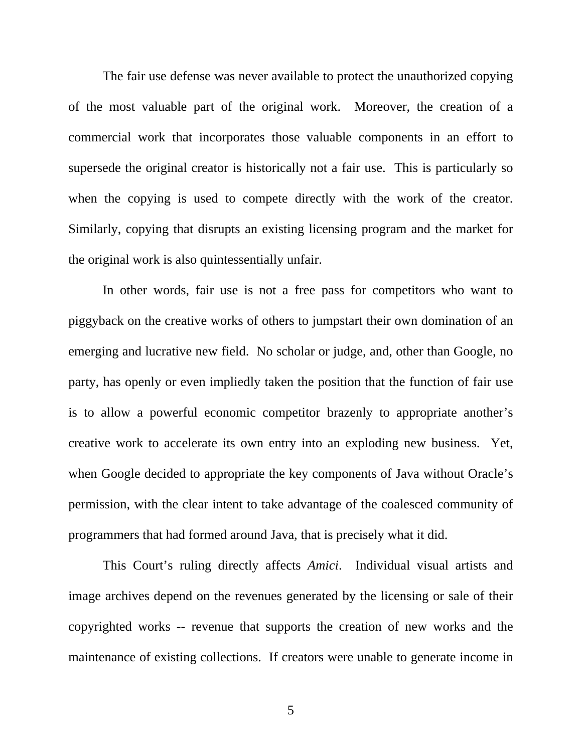The fair use defense was never available to protect the unauthorized copying of the most valuable part of the original work. Moreover, the creation of a commercial work that incorporates those valuable components in an effort to supersede the original creator is historically not a fair use. This is particularly so when the copying is used to compete directly with the work of the creator. Similarly, copying that disrupts an existing licensing program and the market for the original work is also quintessentially unfair.

In other words, fair use is not a free pass for competitors who want to piggyback on the creative works of others to jumpstart their own domination of an emerging and lucrative new field. No scholar or judge, and, other than Google, no party, has openly or even impliedly taken the position that the function of fair use is to allow a powerful economic competitor brazenly to appropriate another's creative work to accelerate its own entry into an exploding new business. Yet, when Google decided to appropriate the key components of Java without Oracle's permission, with the clear intent to take advantage of the coalesced community of programmers that had formed around Java, that is precisely what it did.

This Court's ruling directly affects *Amici*. Individual visual artists and image archives depend on the revenues generated by the licensing or sale of their copyrighted works -- revenue that supports the creation of new works and the maintenance of existing collections. If creators were unable to generate income in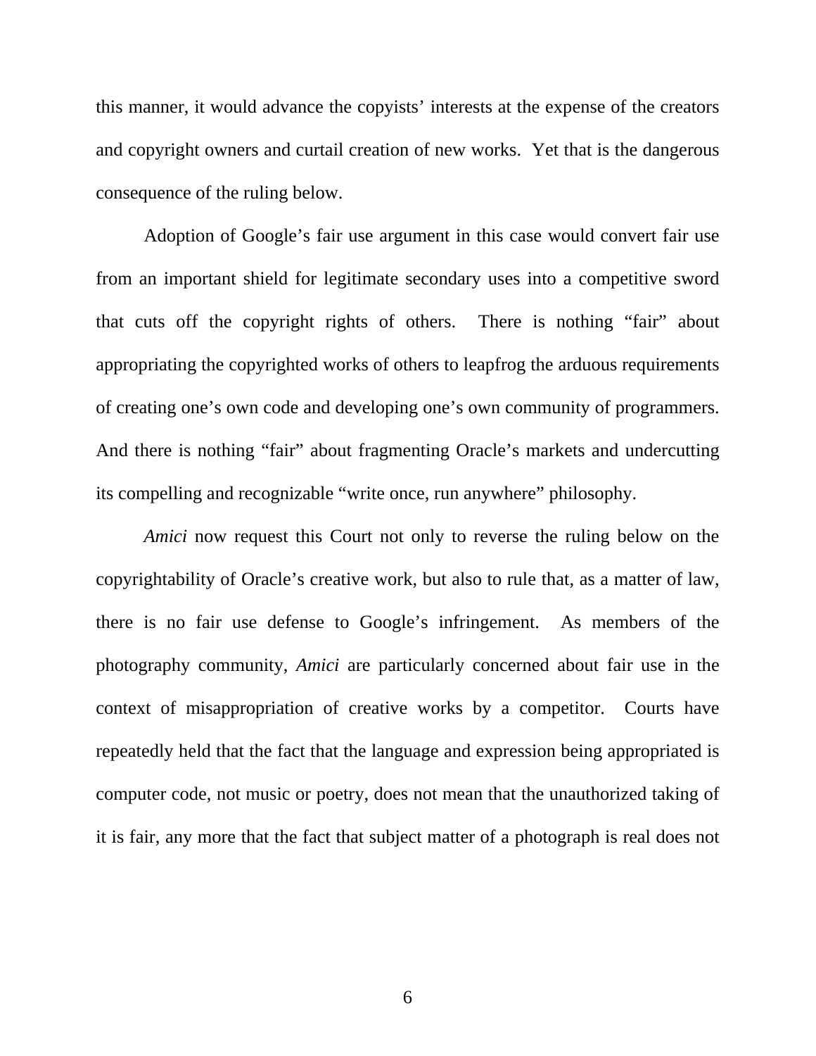this manner, it would advance the copyists' interests at the expense of the creators and copyright owners and curtail creation of new works. Yet that is the dangerous consequence of the ruling below.

Adoption of Google's fair use argument in this case would convert fair use from an important shield for legitimate secondary uses into a competitive sword that cuts off the copyright rights of others. There is nothing "fair" about appropriating the copyrighted works of others to leapfrog the arduous requirements of creating one's own code and developing one's own community of programmers. And there is nothing "fair" about fragmenting Oracle's markets and undercutting its compelling and recognizable "write once, run anywhere" philosophy.

*Amici* now request this Court not only to reverse the ruling below on the copyrightability of Oracle's creative work, but also to rule that, as a matter of law, there is no fair use defense to Google's infringement. As members of the photography community, *Amici* are particularly concerned about fair use in the context of misappropriation of creative works by a competitor. Courts have repeatedly held that the fact that the language and expression being appropriated is computer code, not music or poetry, does not mean that the unauthorized taking of it is fair, any more that the fact that subject matter of a photograph is real does not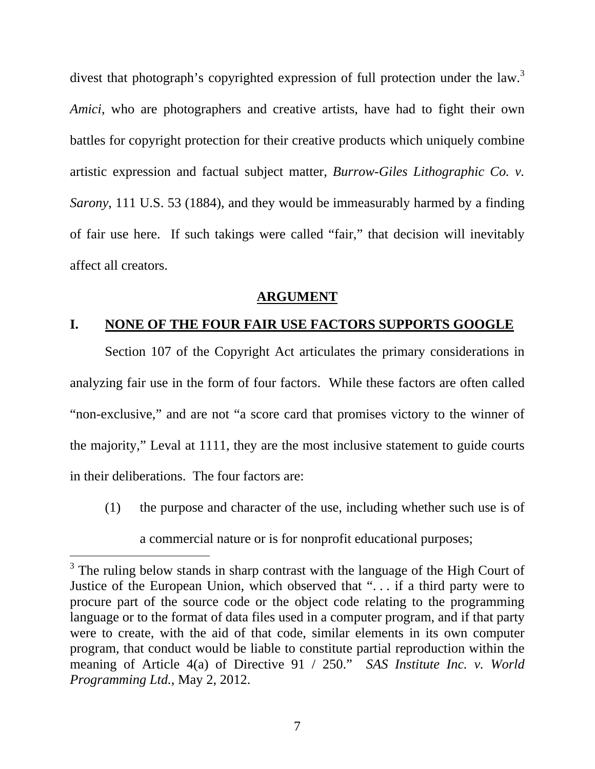divest that photograph's copyrighted expression of full protection under the law.[3] *Amici*, who are photographers and creative artists, have had to fight their own battles for copyright protection for their creative products which uniquely combine artistic expression and factual subject matter, *Burrow-Giles Lithographic Co. v. Sarony*, 111 U.S. 53 (1884), and they would be immeasurably harmed by a finding of fair use here. If such takings were called "fair," that decision will inevitably affect all creators.

## ARGUMENT

### I. NONE OF THE FOUR FAIR USE FACTORS SUPPORTS GOOGLE

Section 107 of the Copyright Act articulates the primary considerations in analyzing fair use in the form of four factors. While these factors are often called "non-exclusive," and are not "a score card that promises victory to the winner of the majority," Leval at 1111, they are the most inclusive statement to guide courts in their deliberations. The four factors are:

(1) the purpose and character of the use, including whether such use is of a commercial nature or is for nonprofit educational purposes;

---

[3] The ruling below stands in sharp contrast with the language of the High Court of Justice of the European Union, which observed that ". . . if a third party were to procure part of the source code or the object code relating to the programming language or to the format of data files used in a computer program, and if that party were to create, with the aid of that code, similar elements in its own computer program, that conduct would be liable to constitute partial reproduction within the meaning of Article 4(a) of Directive 91 / 250." *SAS Institute Inc. v. World Programming Ltd.*, May 2, 2012.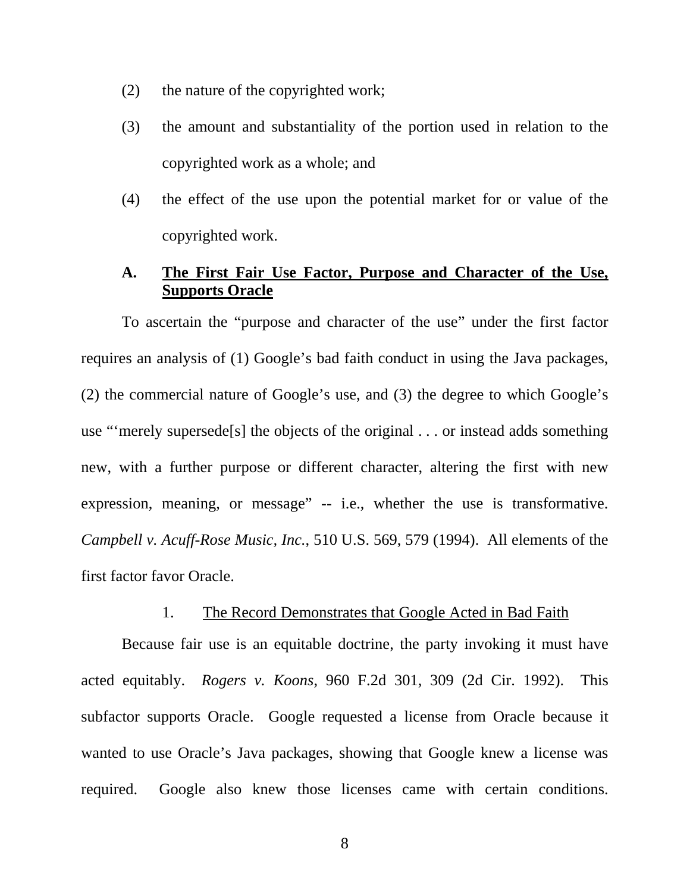(2) the nature of the copyrighted work;

(3) the amount and substantiality of the portion used in relation to the copyrighted work as a whole; and

(4) the effect of the use upon the potential market for or value of the copyrighted work.

### A. <u>The First Fair Use Factor, Purpose and Character of the Use, Supports Oracle</u>

To ascertain the "purpose and character of the use" under the first factor requires an analysis of (1) Google's bad faith conduct in using the Java packages, (2) the commercial nature of Google's use, and (3) the degree to which Google's use "'merely supersede[s] the objects of the original . . . or instead adds something new, with a further purpose or different character, altering the first with new expression, meaning, or message" -- i.e., whether the use is transformative. *Campbell v. Acuff-Rose Music, Inc.*, 510 U.S. 569, 579 (1994). All elements of the first factor favor Oracle.

#### 1. <u>The Record Demonstrates that Google Acted in Bad Faith</u>

Because fair use is an equitable doctrine, the party invoking it must have acted equitably. *Rogers v. Koons*, 960 F.2d 301, 309 (2d Cir. 1992). This subfactor supports Oracle. Google requested a license from Oracle because it wanted to use Oracle's Java packages, showing that Google knew a license was required. Google also knew those licenses came with certain conditions.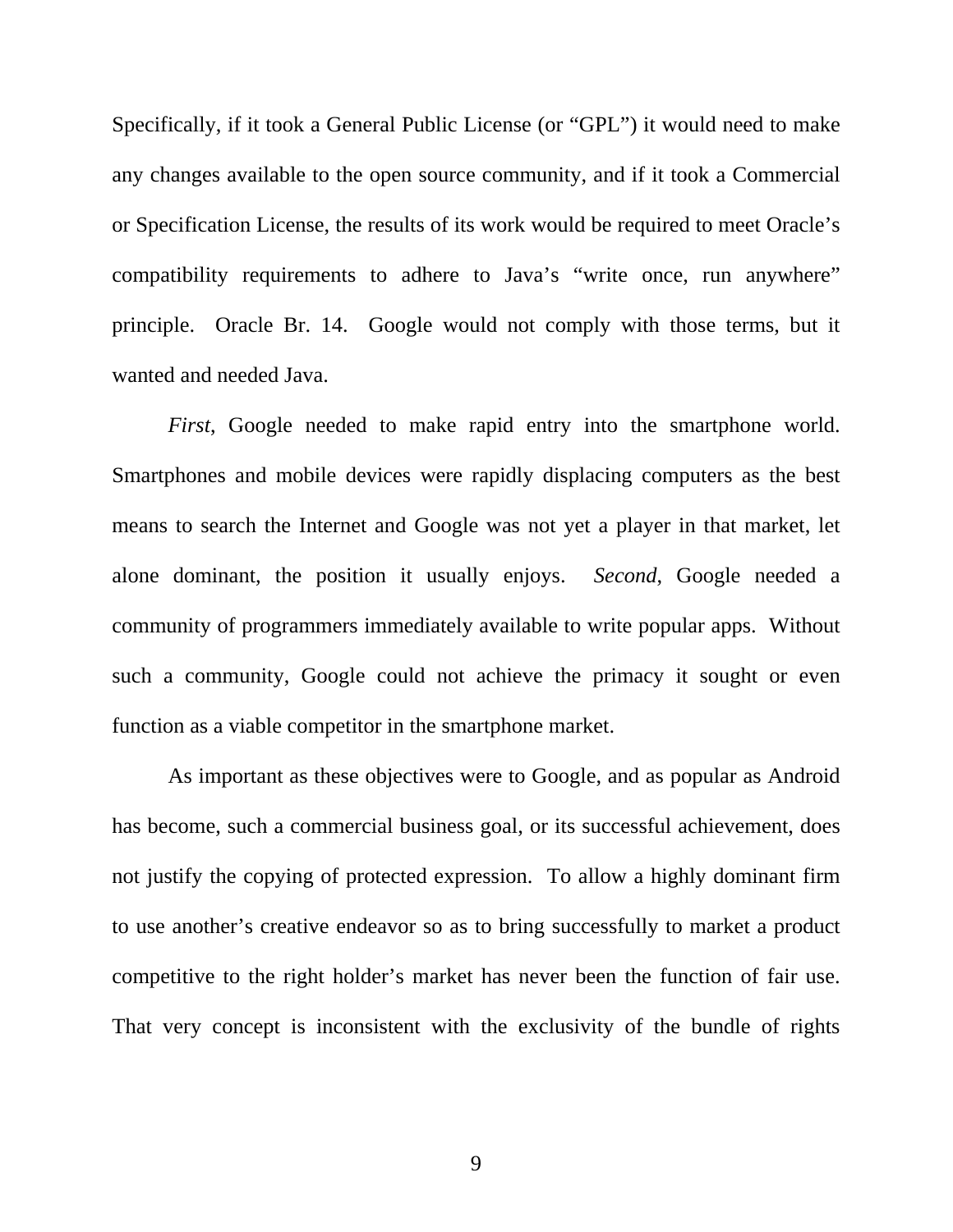Specifically, if it took a General Public License (or "GPL") it would need to make any changes available to the open source community, and if it took a Commercial or Specification License, the results of its work would be required to meet Oracle's compatibility requirements to adhere to Java's "write once, run anywhere" principle. Oracle Br. 14. Google would not comply with those terms, but it wanted and needed Java.

*First*, Google needed to make rapid entry into the smartphone world. Smartphones and mobile devices were rapidly displacing computers as the best means to search the Internet and Google was not yet a player in that market, let alone dominant, the position it usually enjoys. *Second*, Google needed a community of programmers immediately available to write popular apps. Without such a community, Google could not achieve the primacy it sought or even function as a viable competitor in the smartphone market.

As important as these objectives were to Google, and as popular as Android has become, such a commercial business goal, or its successful achievement, does not justify the copying of protected expression. To allow a highly dominant firm to use another's creative endeavor so as to bring successfully to market a product competitive to the right holder's market has never been the function of fair use. That very concept is inconsistent with the exclusivity of the bundle of rights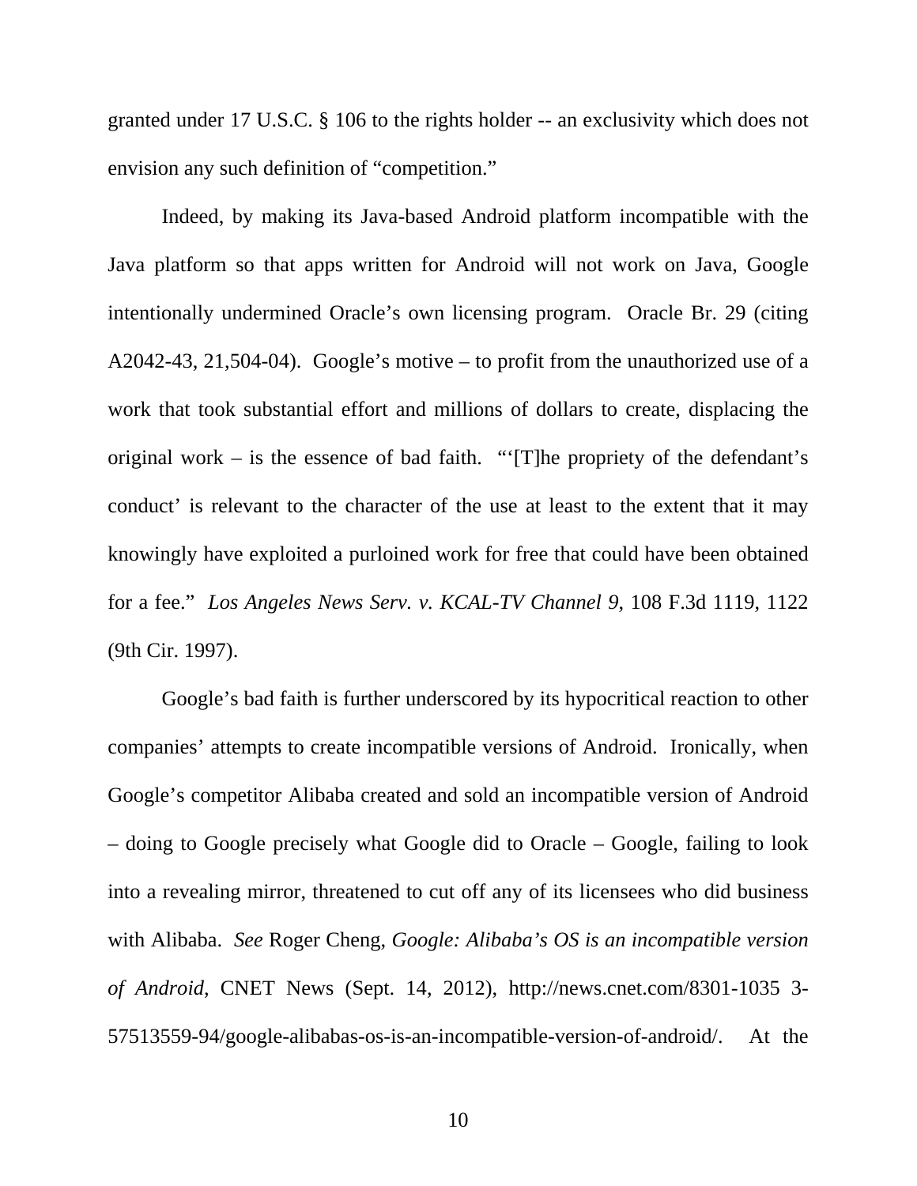granted under 17 U.S.C. § 106 to the rights holder -- an exclusivity which does not envision any such definition of "competition."

Indeed, by making its Java-based Android platform incompatible with the Java platform so that apps written for Android will not work on Java, Google intentionally undermined Oracle's own licensing program. Oracle Br. 29 (citing A2042-43, 21,504-04). Google's motive – to profit from the unauthorized use of a work that took substantial effort and millions of dollars to create, displacing the original work – is the essence of bad faith. "'[T]he propriety of the defendant's conduct' is relevant to the character of the use at least to the extent that it may knowingly have exploited a purloined work for free that could have been obtained for a fee." *Los Angeles News Serv. v. KCAL-TV Channel 9*, 108 F.3d 1119, 1122 (9th Cir. 1997).

Google's bad faith is further underscored by its hypocritical reaction to other companies' attempts to create incompatible versions of Android. Ironically, when Google's competitor Alibaba created and sold an incompatible version of Android – doing to Google precisely what Google did to Oracle – Google, failing to look into a revealing mirror, threatened to cut off any of its licensees who did business with Alibaba. *See* Roger Cheng, *Google: Alibaba's OS is an incompatible version of Android*, CNET News (Sept. 14, 2012), http://news.cnet.com/8301-1035 3-57513559-94/google-alibabas-os-is-an-incompatible-version-of-android/. At the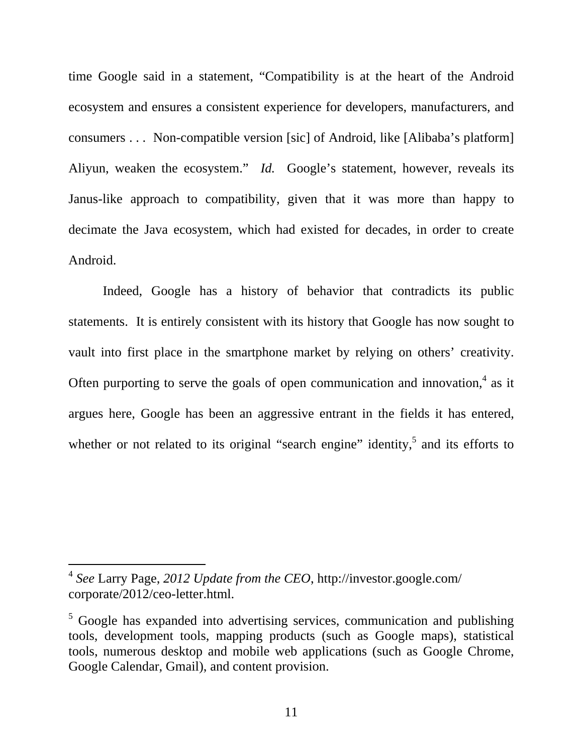time Google said in a statement, "Compatibility is at the heart of the Android ecosystem and ensures a consistent experience for developers, manufacturers, and consumers . . . Non-compatible version [sic] of Android, like [Alibaba's platform] Aliyun, weaken the ecosystem." *Id.* Google's statement, however, reveals its Janus-like approach to compatibility, given that it was more than happy to decimate the Java ecosystem, which had existed for decades, in order to create Android.

Indeed, Google has a history of behavior that contradicts its public statements. It is entirely consistent with its history that Google has now sought to vault into first place in the smartphone market by relying on others' creativity. Often purporting to serve the goals of open communication and innovation,[4] as it argues here, Google has been an aggressive entrant in the fields it has entered, whether or not related to its original "search engine" identity,[5] and its efforts to

---

[4] *See* Larry Page, *2012 Update from the CEO*, http://investor.google.com/corporate/2012/ceo-letter.html.

[5] Google has expanded into advertising services, communication and publishing tools, development tools, mapping products (such as Google maps), statistical tools, numerous desktop and mobile web applications (such as Google Chrome, Google Calendar, Gmail), and content provision.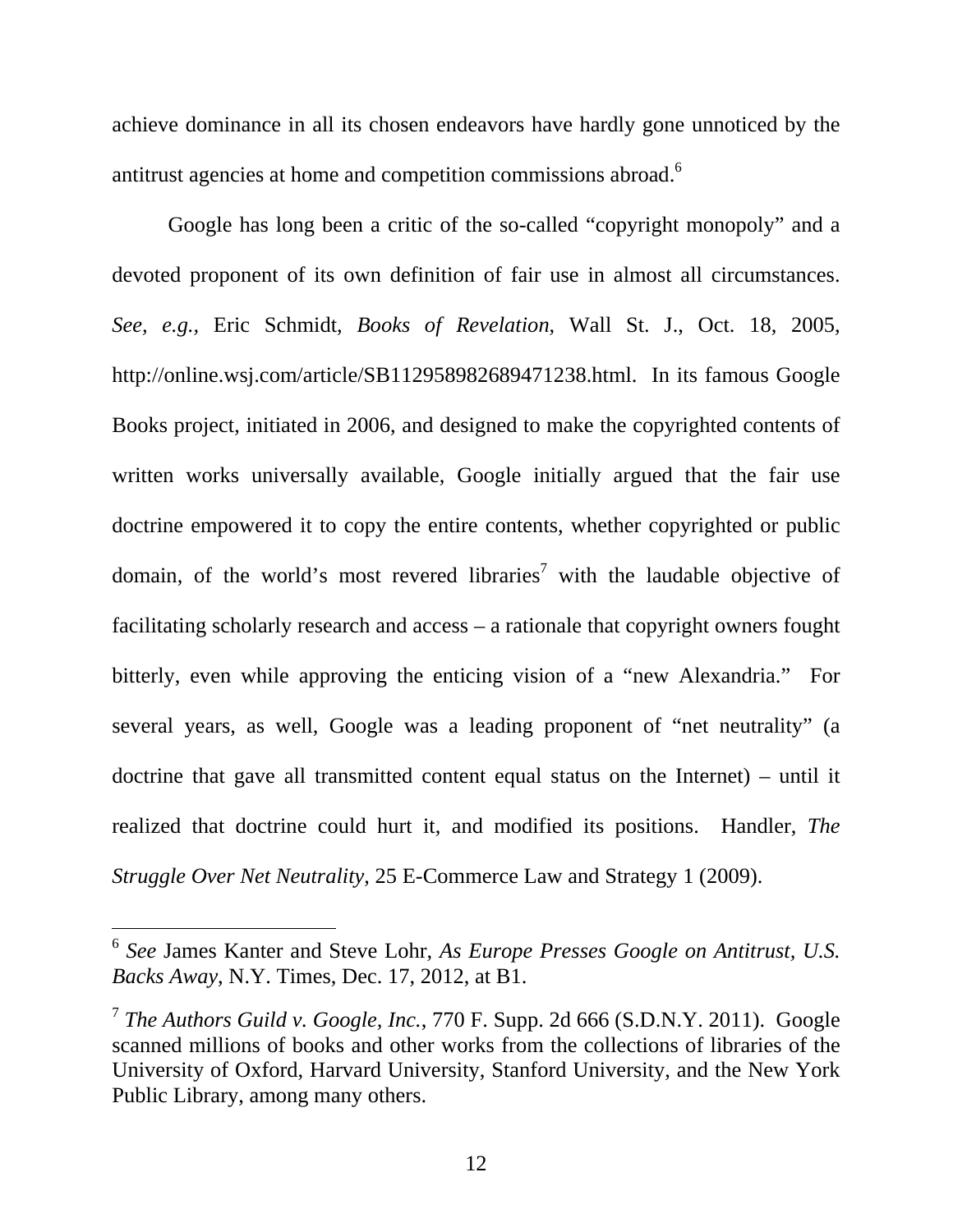achieve dominance in all its chosen endeavors have hardly gone unnoticed by the antitrust agencies at home and competition commissions abroad.[6]

Google has long been a critic of the so-called "copyright monopoly" and a devoted proponent of its own definition of fair use in almost all circumstances. *See, e.g.*, Eric Schmidt, *Books of Revelation*, Wall St. J., Oct. 18, 2005, http://online.wsj.com/article/SB112958982689471238.html. In its famous Google Books project, initiated in 2006, and designed to make the copyrighted contents of written works universally available, Google initially argued that the fair use doctrine empowered it to copy the entire contents, whether copyrighted or public domain, of the world's most revered libraries[7] with the laudable objective of facilitating scholarly research and access – a rationale that copyright owners fought bitterly, even while approving the enticing vision of a "new Alexandria." For several years, as well, Google was a leading proponent of "net neutrality" (a doctrine that gave all transmitted content equal status on the Internet) – until it realized that doctrine could hurt it, and modified its positions. Handler, *The Struggle Over Net Neutrality*, 25 E-Commerce Law and Strategy 1 (2009).

---

[6] *See* James Kanter and Steve Lohr, *As Europe Presses Google on Antitrust, U.S. Backs Away*, N.Y. Times, Dec. 17, 2012, at B1.

[7] *The Authors Guild v. Google, Inc.*, 770 F. Supp. 2d 666 (S.D.N.Y. 2011). Google scanned millions of books and other works from the collections of libraries of the University of Oxford, Harvard University, Stanford University, and the New York Public Library, among many others.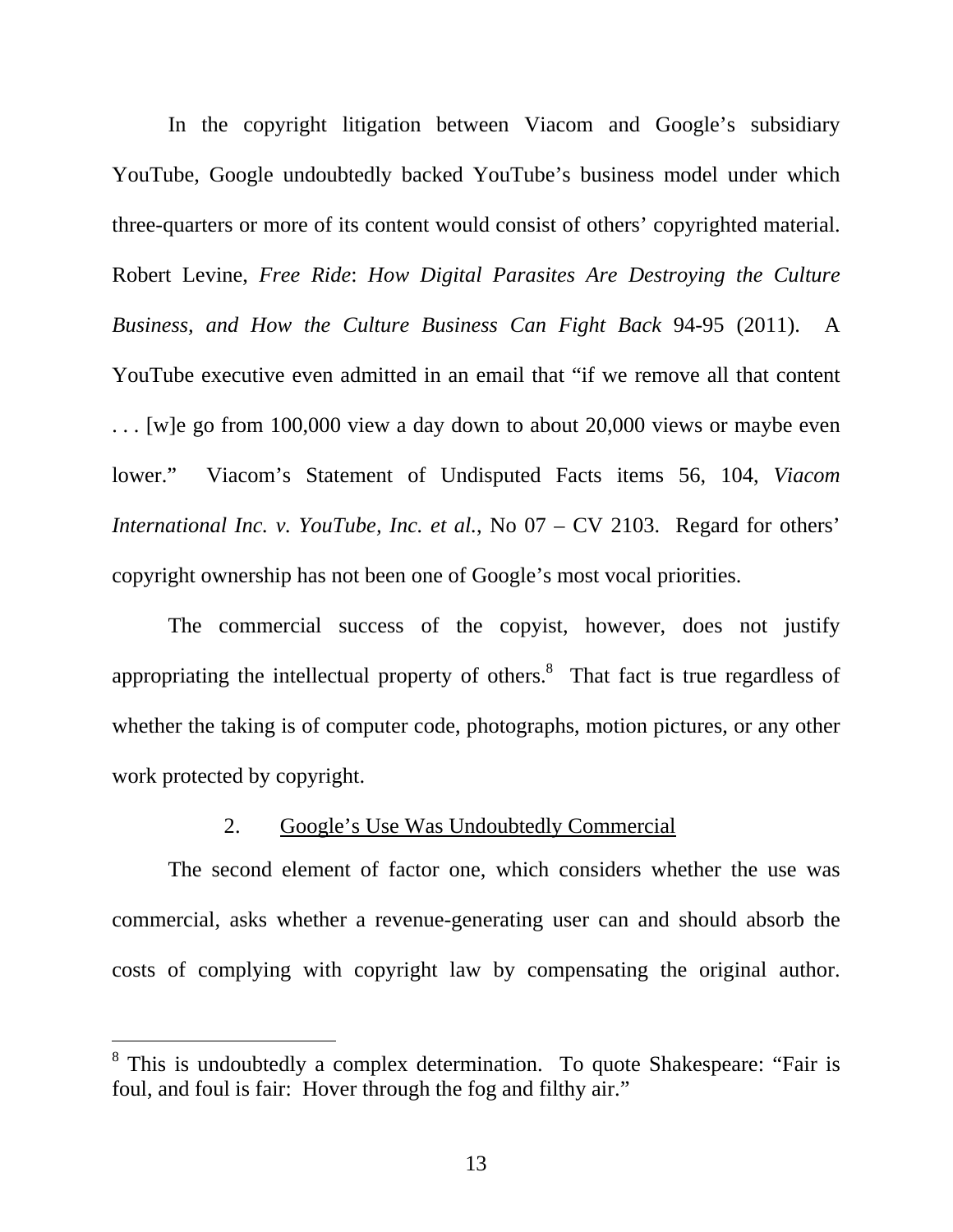In the copyright litigation between Viacom and Google's subsidiary YouTube, Google undoubtedly backed YouTube's business model under which three-quarters or more of its content would consist of others' copyrighted material. Robert Levine, *Free Ride*: *How Digital Parasites Are Destroying the Culture Business, and How the Culture Business Can Fight Back* 94-95 (2011). A YouTube executive even admitted in an email that "if we remove all that content . . . [w]e go from 100,000 view a day down to about 20,000 views or maybe even lower." Viacom's Statement of Undisputed Facts items 56, 104, *Viacom International Inc. v. YouTube, Inc. et al.*, No 07 – CV 2103. Regard for others' copyright ownership has not been one of Google's most vocal priorities.

The commercial success of the copyist, however, does not justify appropriating the intellectual property of others.[8] That fact is true regardless of whether the taking is of computer code, photographs, motion pictures, or any other work protected by copyright.

### 2. Google's Use Was Undoubtedly Commercial

The second element of factor one, which considers whether the use was commercial, asks whether a revenue-generating user can and should absorb the costs of complying with copyright law by compensating the original author.

---

[8] This is undoubtedly a complex determination. To quote Shakespeare: "Fair is foul, and foul is fair: Hover through the fog and filthy air."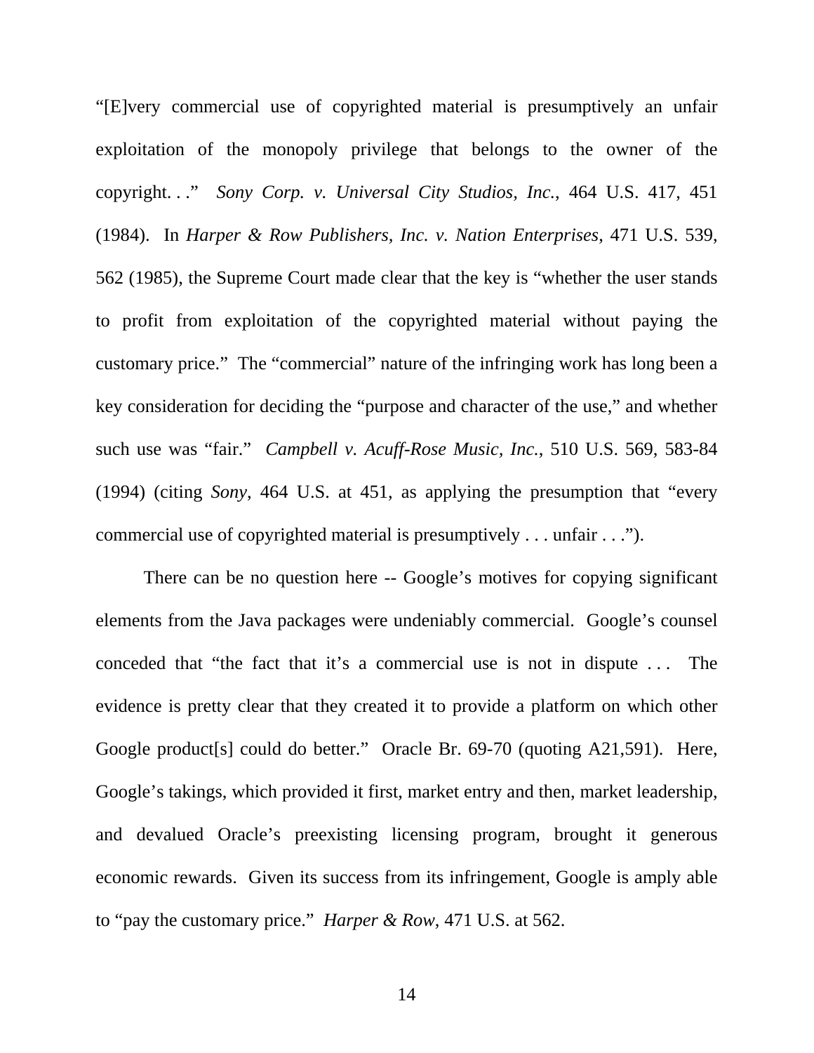"[E]very commercial use of copyrighted material is presumptively an unfair exploitation of the monopoly privilege that belongs to the owner of the copyright. . ." *Sony Corp. v. Universal City Studios, Inc.*, 464 U.S. 417, 451 (1984). In *Harper & Row Publishers, Inc. v. Nation Enterprises*, 471 U.S. 539, 562 (1985), the Supreme Court made clear that the key is "whether the user stands to profit from exploitation of the copyrighted material without paying the customary price." The "commercial" nature of the infringing work has long been a key consideration for deciding the "purpose and character of the use," and whether such use was "fair." *Campbell v. Acuff-Rose Music, Inc.*, 510 U.S. 569, 583-84 (1994) (citing *Sony*, 464 U.S. at 451, as applying the presumption that "every commercial use of copyrighted material is presumptively . . . unfair . . .").

There can be no question here -- Google's motives for copying significant elements from the Java packages were undeniably commercial. Google's counsel conceded that "the fact that it's a commercial use is not in dispute . . . The evidence is pretty clear that they created it to provide a platform on which other Google product[s] could do better." Oracle Br. 69-70 (quoting A21,591). Here, Google's takings, which provided it first, market entry and then, market leadership, and devalued Oracle's preexisting licensing program, brought it generous economic rewards. Given its success from its infringement, Google is amply able to "pay the customary price." *Harper & Row*, 471 U.S. at 562.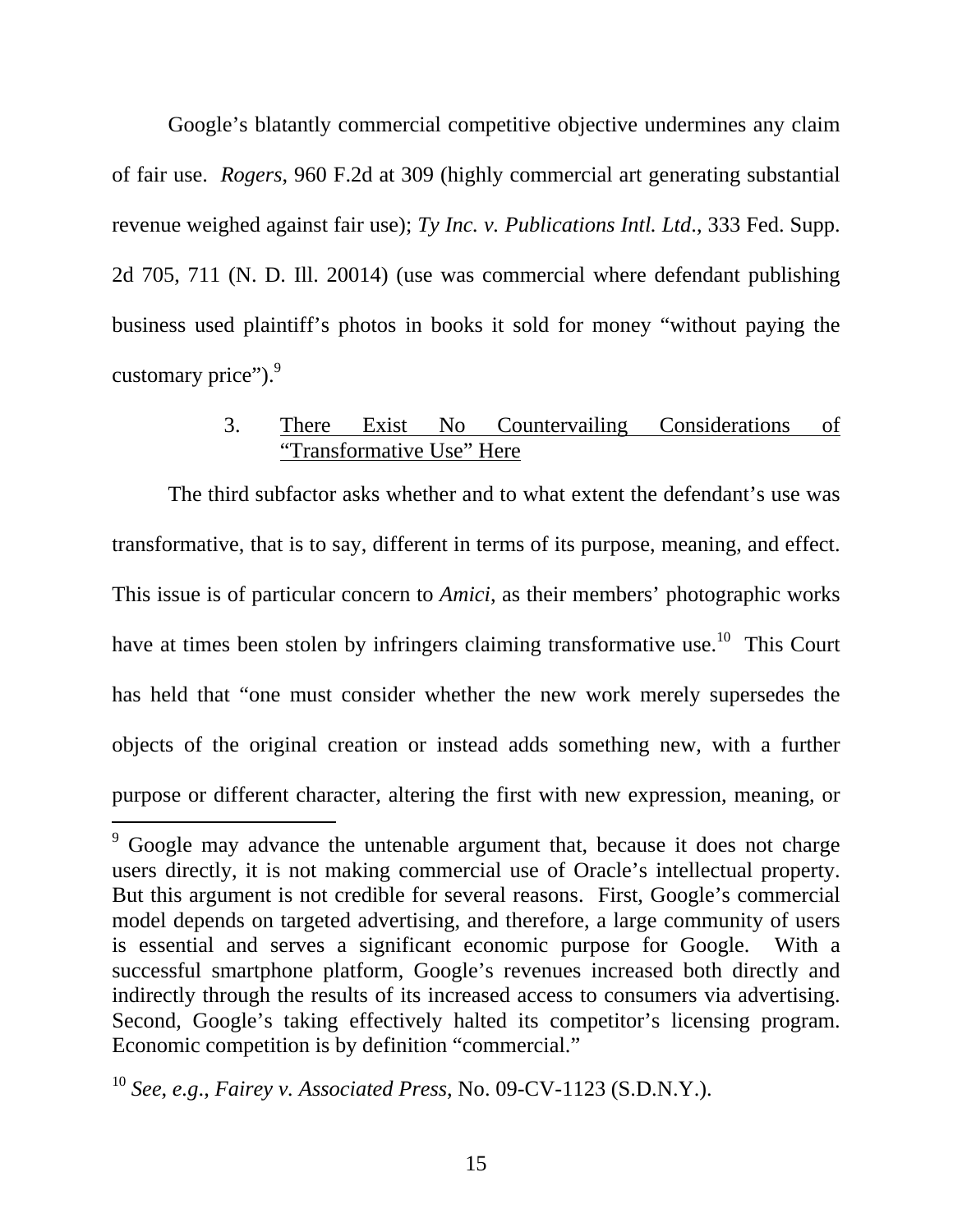Google's blatantly commercial competitive objective undermines any claim of fair use. *Rogers*, 960 F.2d at 309 (highly commercial art generating substantial revenue weighed against fair use); *Ty Inc. v. Publications Intl. Ltd.*, 333 Fed. Supp. 2d 705, 711 (N. D. Ill. 20014) (use was commercial where defendant publishing business used plaintiff's photos in books it sold for money "without paying the customary price").[9]

3. <u>There Exist No Countervailing Considerations of "Transformative Use" Here</u>

The third subfactor asks whether and to what extent the defendant's use was transformative, that is to say, different in terms of its purpose, meaning, and effect. This issue is of particular concern to *Amici*, as their members' photographic works have at times been stolen by infringers claiming transformative use.[10] This Court has held that "one must consider whether the new work merely supersedes the objects of the original creation or instead adds something new, with a further purpose or different character, altering the first with new expression, meaning, or

---

[9] Google may advance the untenable argument that, because it does not charge users directly, it is not making commercial use of Oracle's intellectual property. But this argument is not credible for several reasons. First, Google's commercial model depends on targeted advertising, and therefore, a large community of users is essential and serves a significant economic purpose for Google. With a successful smartphone platform, Google's revenues increased both directly and indirectly through the results of its increased access to consumers via advertising. Second, Google's taking effectively halted its competitor's licensing program. Economic competition is by definition "commercial."

[10] *See, e.g.*, *Fairey v. Associated Press*, No. 09-CV-1123 (S.D.N.Y.).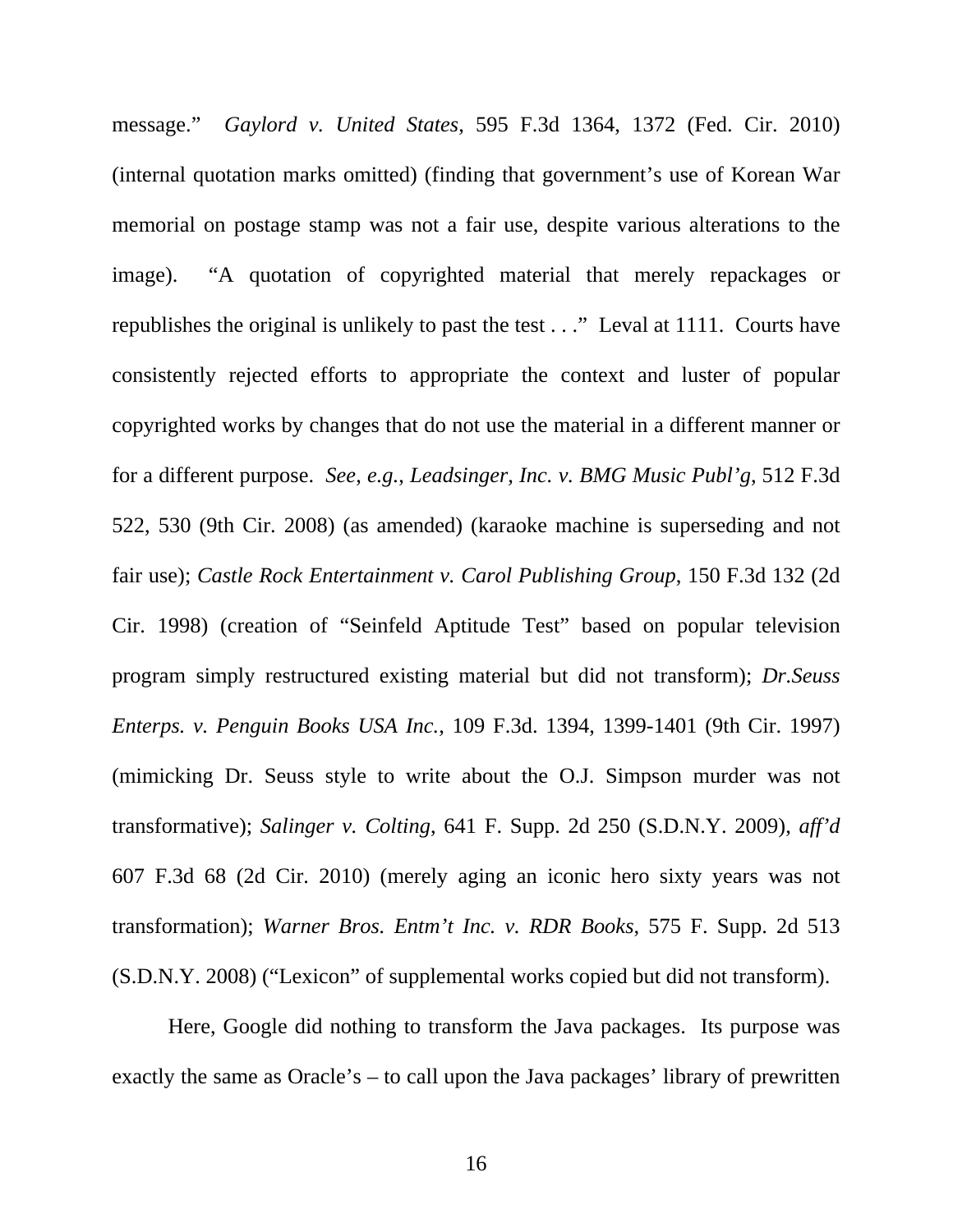message." *Gaylord v. United States*, 595 F.3d 1364, 1372 (Fed. Cir. 2010) (internal quotation marks omitted) (finding that government's use of Korean War memorial on postage stamp was not a fair use, despite various alterations to the image). "A quotation of copyrighted material that merely repackages or republishes the original is unlikely to past the test . . ." Leval at 1111. Courts have consistently rejected efforts to appropriate the context and luster of popular copyrighted works by changes that do not use the material in a different manner or for a different purpose. *See, e.g., Leadsinger, Inc. v. BMG Music Publ'g*, 512 F.3d 522, 530 (9th Cir. 2008) (as amended) (karaoke machine is superseding and not fair use); *Castle Rock Entertainment v. Carol Publishing Group*, 150 F.3d 132 (2d Cir. 1998) (creation of "Seinfeld Aptitude Test" based on popular television program simply restructured existing material but did not transform); *Dr.Seuss Enterps. v. Penguin Books USA Inc.*, 109 F.3d. 1394, 1399-1401 (9th Cir. 1997) (mimicking Dr. Seuss style to write about the O.J. Simpson murder was not transformative); *Salinger v. Colting*, 641 F. Supp. 2d 250 (S.D.N.Y. 2009), *aff'd* 607 F.3d 68 (2d Cir. 2010) (merely aging an iconic hero sixty years was not transformation); *Warner Bros. Entm't Inc. v. RDR Books*, 575 F. Supp. 2d 513 (S.D.N.Y. 2008) ("Lexicon" of supplemental works copied but did not transform).

Here, Google did nothing to transform the Java packages. Its purpose was exactly the same as Oracle's – to call upon the Java packages' library of prewritten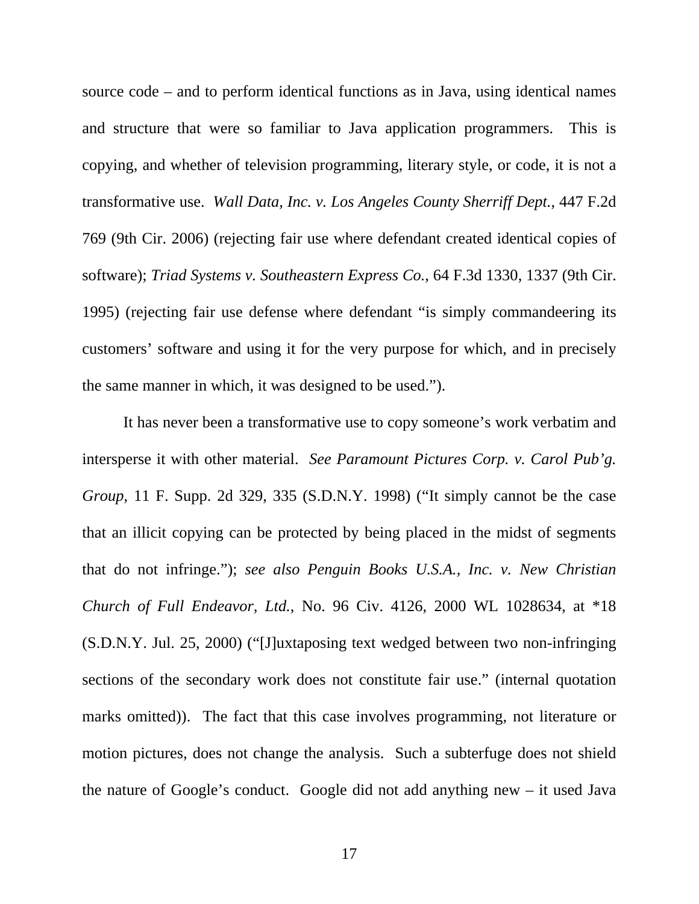source code – and to perform identical functions as in Java, using identical names and structure that were so familiar to Java application programmers. This is copying, and whether of television programming, literary style, or code, it is not a transformative use. *Wall Data, Inc. v. Los Angeles County Sherriff Dept.*, 447 F.2d 769 (9th Cir. 2006) (rejecting fair use where defendant created identical copies of software); *Triad Systems v. Southeastern Express Co.*, 64 F.3d 1330, 1337 (9th Cir. 1995) (rejecting fair use defense where defendant "is simply commandeering its customers' software and using it for the very purpose for which, and in precisely the same manner in which, it was designed to be used.").

It has never been a transformative use to copy someone's work verbatim and intersperse it with other material. *See Paramount Pictures Corp. v. Carol Pub'g. Group*, 11 F. Supp. 2d 329, 335 (S.D.N.Y. 1998) ("It simply cannot be the case that an illicit copying can be protected by being placed in the midst of segments that do not infringe."); *see also Penguin Books U.S.A., Inc. v. New Christian Church of Full Endeavor, Ltd.*, No. 96 Civ. 4126, 2000 WL 1028634, at *18 (S.D.N.Y. Jul. 25, 2000) ("[J]uxtaposing text wedged between two non-infringing sections of the secondary work does not constitute fair use." (internal quotation marks omitted)). The fact that this case involves programming, not literature or motion pictures, does not change the analysis. Such a subterfuge does not shield the nature of Google's conduct. Google did not add anything new – it used Java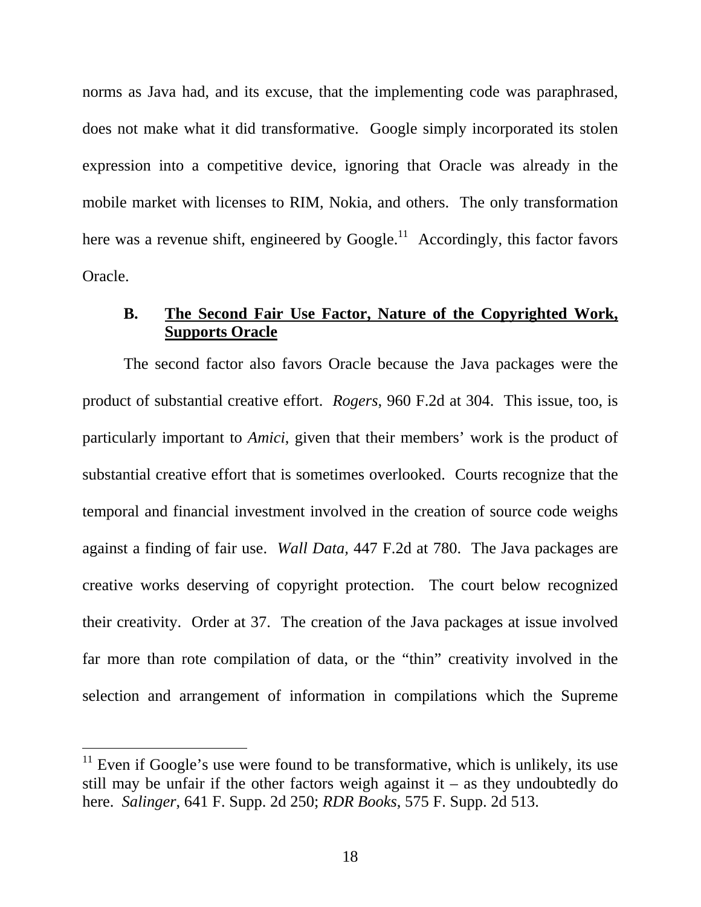norms as Java had, and its excuse, that the implementing code was paraphrased, does not make what it did transformative. Google simply incorporated its stolen expression into a competitive device, ignoring that Oracle was already in the mobile market with licenses to RIM, Nokia, and others. The only transformation here was a revenue shift, engineered by Google.[11] Accordingly, this factor favors Oracle.

### B. <u>The Second Fair Use Factor, Nature of the Copyrighted Work, Supports Oracle</u>

The second factor also favors Oracle because the Java packages were the product of substantial creative effort. *Rogers*, 960 F.2d at 304. This issue, too, is particularly important to *Amici*, given that their members' work is the product of substantial creative effort that is sometimes overlooked. Courts recognize that the temporal and financial investment involved in the creation of source code weighs against a finding of fair use. *Wall Data*, 447 F.2d at 780. The Java packages are creative works deserving of copyright protection. The court below recognized their creativity. Order at 37. The creation of the Java packages at issue involved far more than rote compilation of data, or the "thin" creativity involved in the selection and arrangement of information in compilations which the Supreme

---

[11] Even if Google's use were found to be transformative, which is unlikely, its use still may be unfair if the other factors weigh against it – as they undoubtedly do here. *Salinger*, 641 F. Supp. 2d 250; *RDR Books*, 575 F. Supp. 2d 513.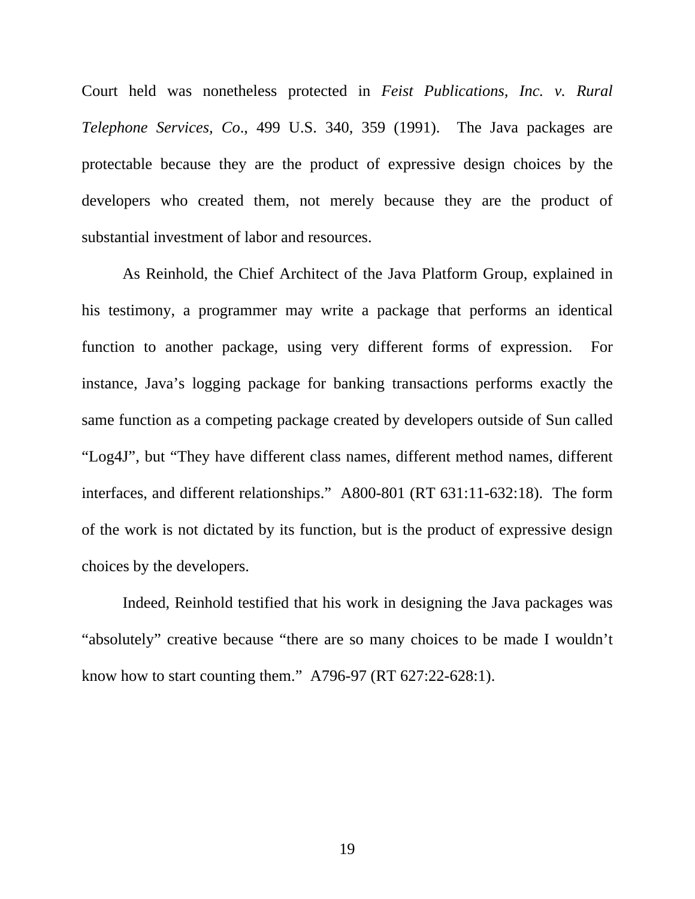Court held was nonetheless protected in *Feist Publications, Inc. v. Rural Telephone Services, Co*., 499 U.S. 340, 359 (1991). The Java packages are protectable because they are the product of expressive design choices by the developers who created them, not merely because they are the product of substantial investment of labor and resources.

As Reinhold, the Chief Architect of the Java Platform Group, explained in his testimony, a programmer may write a package that performs an identical function to another package, using very different forms of expression. For instance, Java's logging package for banking transactions performs exactly the same function as a competing package created by developers outside of Sun called "Log4J", but "They have different class names, different method names, different interfaces, and different relationships." A800-801 (RT 631:11-632:18). The form of the work is not dictated by its function, but is the product of expressive design choices by the developers.

Indeed, Reinhold testified that his work in designing the Java packages was "absolutely" creative because "there are so many choices to be made I wouldn't know how to start counting them." A796-97 (RT 627:22-628:1).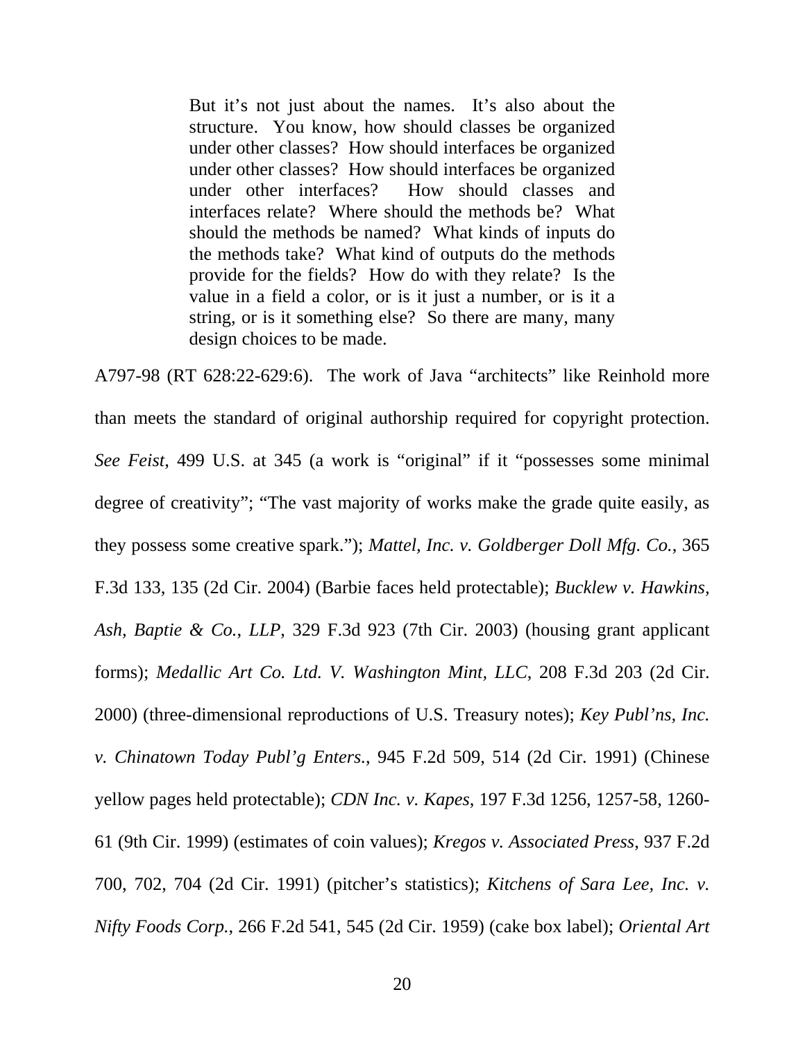> But it's not just about the names. It's also about the structure. You know, how should classes be organized under other classes? How should interfaces be organized under other classes? How should interfaces be organized under other interfaces? How should classes and interfaces relate? Where should the methods be? What should the methods be named? What kinds of inputs do the methods take? What kind of outputs do the methods provide for the fields? How do with they relate? Is the value in a field a color, or is it just a number, or is it a string, or is it something else? So there are many, many design choices to be made.

A797-98 (RT 628:22-629:6). The work of Java "architects" like Reinhold more than meets the standard of original authorship required for copyright protection. *See Feist*, 499 U.S. at 345 (a work is "original" if it "possesses some minimal degree of creativity"; "The vast majority of works make the grade quite easily, as they possess some creative spark."); *Mattel, Inc. v. Goldberger Doll Mfg. Co.*, 365 F.3d 133, 135 (2d Cir. 2004) (Barbie faces held protectable); *Bucklew v. Hawkins, Ash, Baptie & Co., LLP*, 329 F.3d 923 (7th Cir. 2003) (housing grant applicant forms); *Medallic Art Co. Ltd. V. Washington Mint, LLC*, 208 F.3d 203 (2d Cir. 2000) (three-dimensional reproductions of U.S. Treasury notes); *Key Publ'ns, Inc. v. Chinatown Today Publ'g Enters.*, 945 F.2d 509, 514 (2d Cir. 1991) (Chinese yellow pages held protectable); *CDN Inc. v. Kapes*, 197 F.3d 1256, 1257-58, 1260-61 (9th Cir. 1999) (estimates of coin values); *Kregos v. Associated Press*, 937 F.2d 700, 702, 704 (2d Cir. 1991) (pitcher's statistics); *Kitchens of Sara Lee, Inc. v. Nifty Foods Corp.*, 266 F.2d 541, 545 (2d Cir. 1959) (cake box label); *Oriental Art*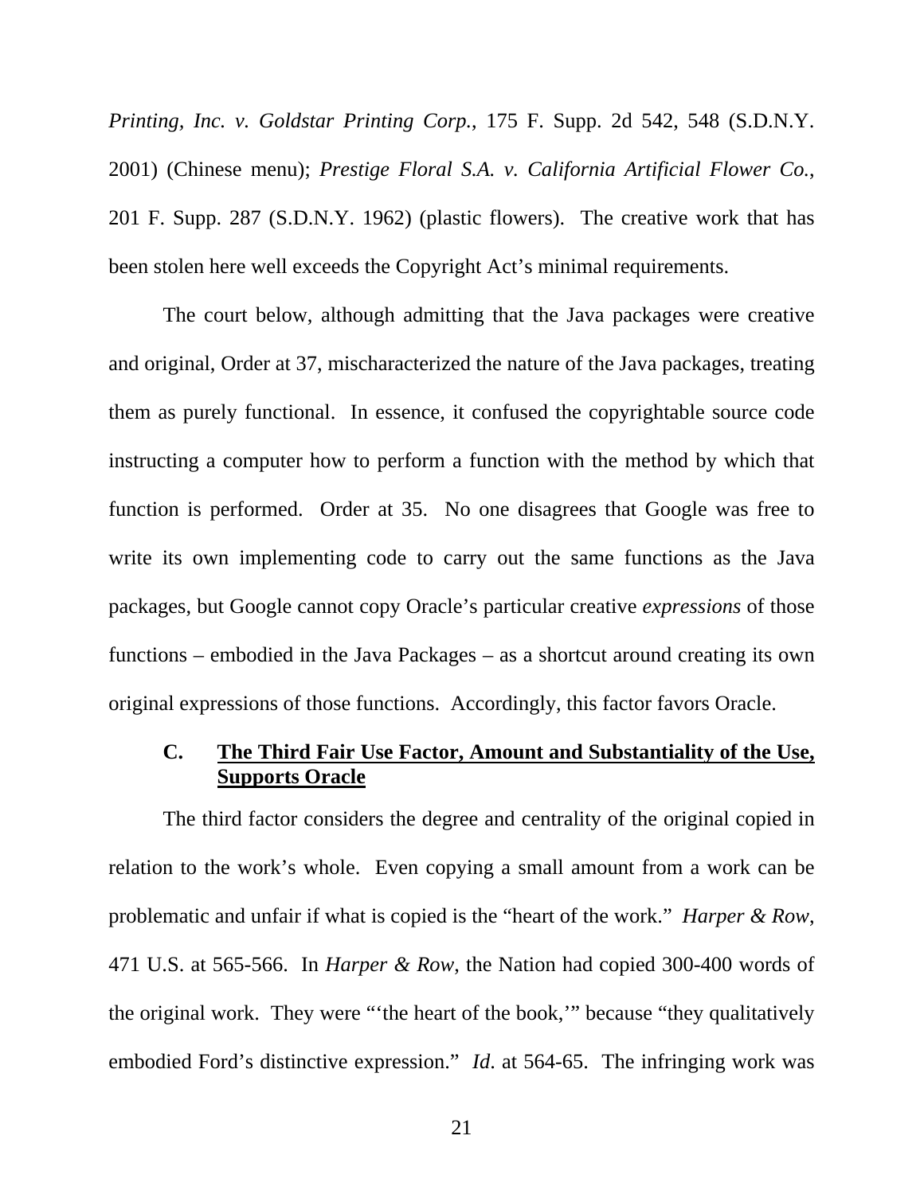*Printing, Inc. v. Goldstar Printing Corp.*, 175 F. Supp. 2d 542, 548 (S.D.N.Y. 2001) (Chinese menu); *Prestige Floral S.A. v. California Artificial Flower Co.*, 201 F. Supp. 287 (S.D.N.Y. 1962) (plastic flowers). The creative work that has been stolen here well exceeds the Copyright Act's minimal requirements.

The court below, although admitting that the Java packages were creative and original, Order at 37, mischaracterized the nature of the Java packages, treating them as purely functional. In essence, it confused the copyrightable source code instructing a computer how to perform a function with the method by which that function is performed. Order at 35. No one disagrees that Google was free to write its own implementing code to carry out the same functions as the Java packages, but Google cannot copy Oracle's particular creative *expressions* of those functions – embodied in the Java Packages – as a shortcut around creating its own original expressions of those functions. Accordingly, this factor favors Oracle.

### C. <u>The Third Fair Use Factor, Amount and Substantiality of the Use, Supports Oracle</u>

The third factor considers the degree and centrality of the original copied in relation to the work's whole. Even copying a small amount from a work can be problematic and unfair if what is copied is the "heart of the work." *Harper & Row*, 471 U.S. at 565-566. In *Harper & Row*, the Nation had copied 300-400 words of the original work. They were "'the heart of the book,'" because "they qualitatively embodied Ford's distinctive expression." *Id*. at 564-65. The infringing work was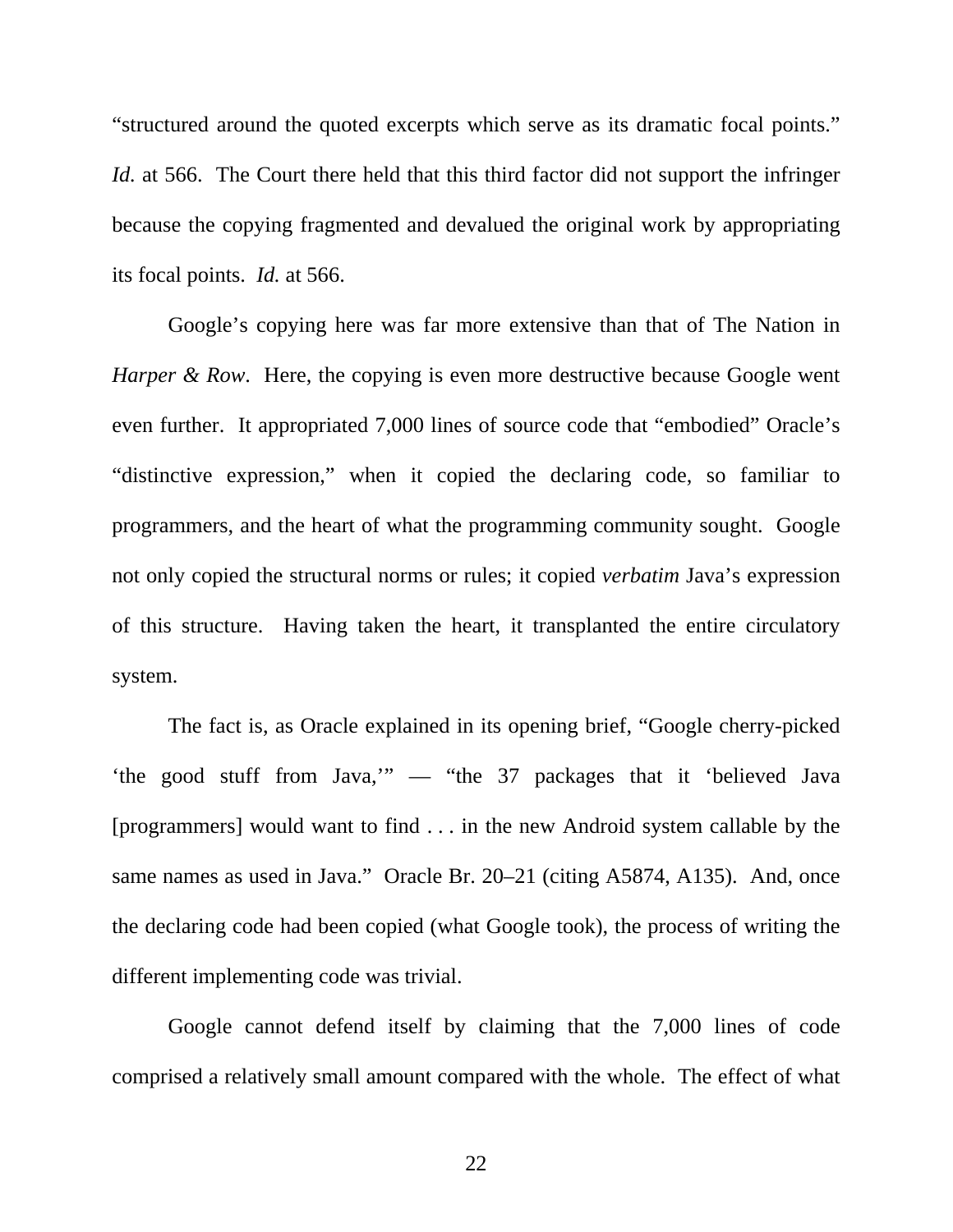"structured around the quoted excerpts which serve as its dramatic focal points." *Id.* at 566. The Court there held that this third factor did not support the infringer because the copying fragmented and devalued the original work by appropriating its focal points. *Id.* at 566.

Google's copying here was far more extensive than that of The Nation in *Harper & Row*. Here, the copying is even more destructive because Google went even further. It appropriated 7,000 lines of source code that "embodied" Oracle's "distinctive expression," when it copied the declaring code, so familiar to programmers, and the heart of what the programming community sought. Google not only copied the structural norms or rules; it copied *verbatim* Java's expression of this structure. Having taken the heart, it transplanted the entire circulatory system.

The fact is, as Oracle explained in its opening brief, "Google cherry-picked 'the good stuff from Java,'" — "the 37 packages that it 'believed Java [programmers] would want to find . . . in the new Android system callable by the same names as used in Java." Oracle Br. 20–21 (citing A5874, A135). And, once the declaring code had been copied (what Google took), the process of writing the different implementing code was trivial.

Google cannot defend itself by claiming that the 7,000 lines of code comprised a relatively small amount compared with the whole. The effect of what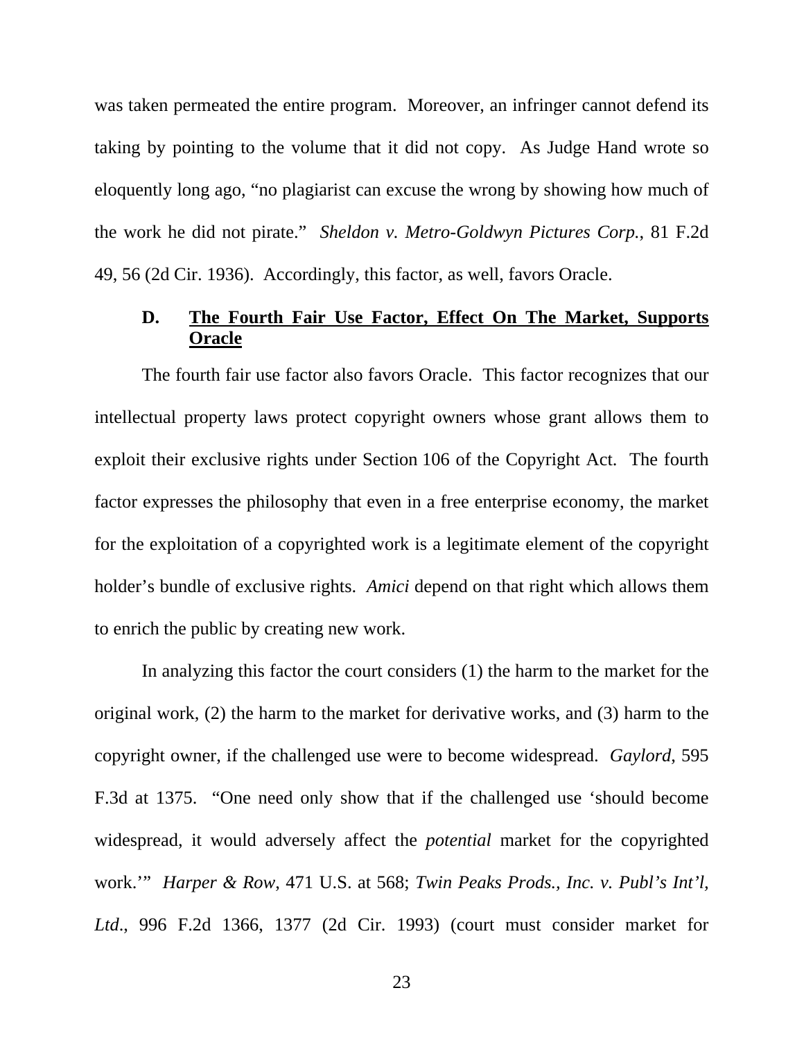was taken permeated the entire program. Moreover, an infringer cannot defend its taking by pointing to the volume that it did not copy. As Judge Hand wrote so eloquently long ago, "no plagiarist can excuse the wrong by showing how much of the work he did not pirate." *Sheldon v. Metro-Goldwyn Pictures Corp.*, 81 F.2d 49, 56 (2d Cir. 1936). Accordingly, this factor, as well, favors Oracle.

### D. <u>The Fourth Fair Use Factor, Effect On The Market, Supports Oracle</u>

The fourth fair use factor also favors Oracle. This factor recognizes that our intellectual property laws protect copyright owners whose grant allows them to exploit their exclusive rights under Section 106 of the Copyright Act. The fourth factor expresses the philosophy that even in a free enterprise economy, the market for the exploitation of a copyrighted work is a legitimate element of the copyright holder's bundle of exclusive rights. *Amici* depend on that right which allows them to enrich the public by creating new work.

In analyzing this factor the court considers (1) the harm to the market for the original work, (2) the harm to the market for derivative works, and (3) harm to the copyright owner, if the challenged use were to become widespread. *Gaylord*, 595 F.3d at 1375. "One need only show that if the challenged use 'should become widespread, it would adversely affect the *potential* market for the copyrighted work.'" *Harper & Row*, 471 U.S. at 568; *Twin Peaks Prods., Inc. v. Publ's Int'l, Ltd.*, 996 F.2d 1366, 1377 (2d Cir. 1993) (court must consider market for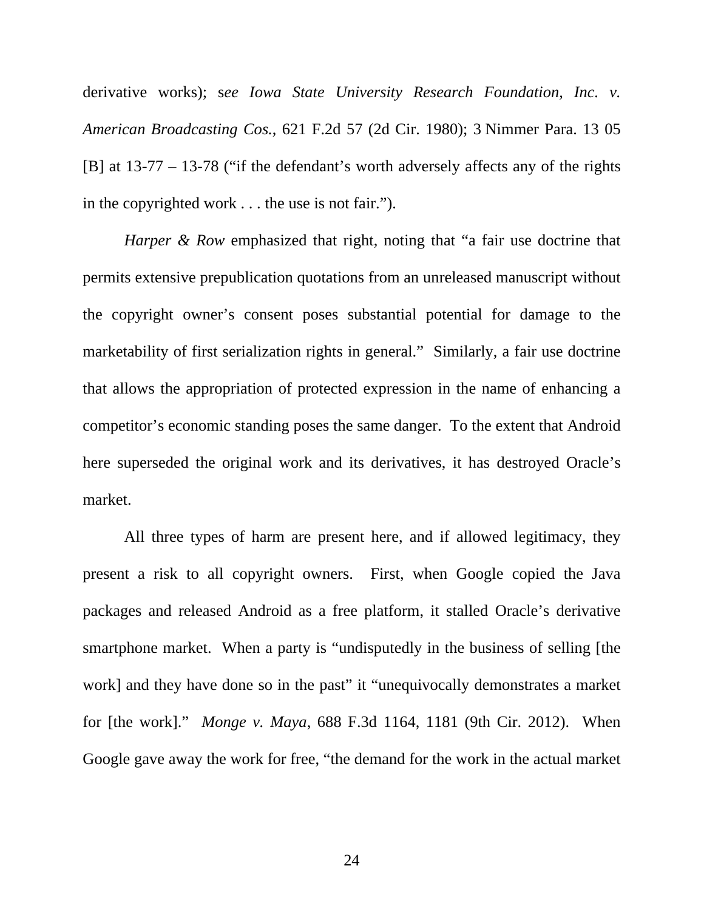derivative works); s*ee Iowa State University Research Foundation, Inc. v. American Broadcasting Cos.*, 621 F.2d 57 (2d Cir. 1980); 3 Nimmer Para. 13 05 [B] at 13-77 – 13-78 ("if the defendant's worth adversely affects any of the rights in the copyrighted work . . . the use is not fair.").

*Harper & Row* emphasized that right, noting that "a fair use doctrine that permits extensive prepublication quotations from an unreleased manuscript without the copyright owner's consent poses substantial potential for damage to the marketability of first serialization rights in general." Similarly, a fair use doctrine that allows the appropriation of protected expression in the name of enhancing a competitor's economic standing poses the same danger. To the extent that Android here superseded the original work and its derivatives, it has destroyed Oracle's market.

All three types of harm are present here, and if allowed legitimacy, they present a risk to all copyright owners. First, when Google copied the Java packages and released Android as a free platform, it stalled Oracle's derivative smartphone market. When a party is "undisputedly in the business of selling [the work] and they have done so in the past" it "unequivocally demonstrates a market for [the work]." *Monge v. Maya*, 688 F.3d 1164, 1181 (9th Cir. 2012). When Google gave away the work for free, "the demand for the work in the actual market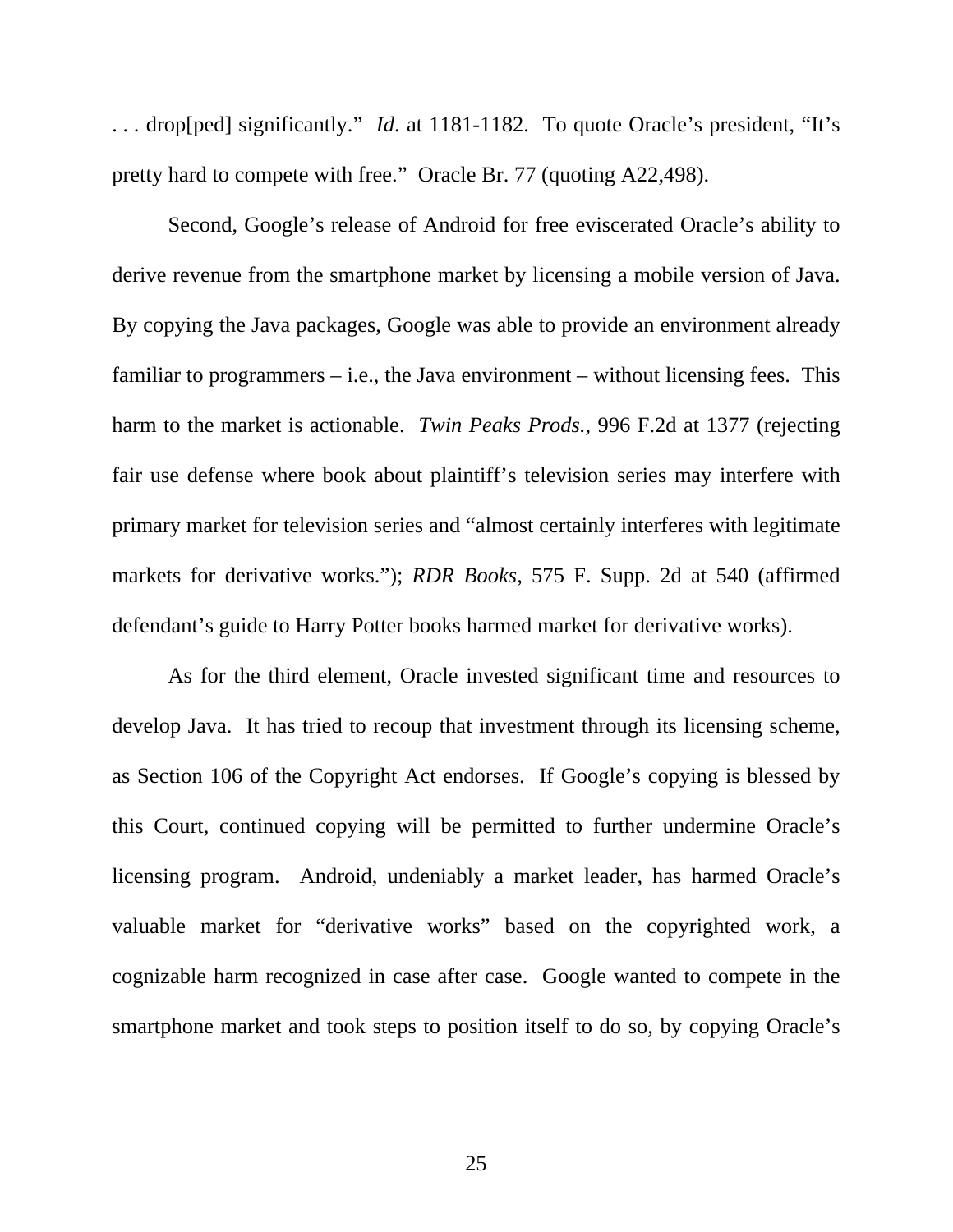. . . drop[ped] significantly." *Id*. at 1181-1182. To quote Oracle's president, "It's pretty hard to compete with free." Oracle Br. 77 (quoting A22,498).

Second, Google's release of Android for free eviscerated Oracle's ability to derive revenue from the smartphone market by licensing a mobile version of Java. By copying the Java packages, Google was able to provide an environment already familiar to programmers – i.e., the Java environment – without licensing fees. This harm to the market is actionable. *Twin Peaks Prods.*, 996 F.2d at 1377 (rejecting fair use defense where book about plaintiff's television series may interfere with primary market for television series and "almost certainly interferes with legitimate markets for derivative works."); *RDR Books*, 575 F. Supp. 2d at 540 (affirmed defendant's guide to Harry Potter books harmed market for derivative works).

As for the third element, Oracle invested significant time and resources to develop Java. It has tried to recoup that investment through its licensing scheme, as Section 106 of the Copyright Act endorses. If Google's copying is blessed by this Court, continued copying will be permitted to further undermine Oracle's licensing program. Android, undeniably a market leader, has harmed Oracle's valuable market for "derivative works" based on the copyrighted work, a cognizable harm recognized in case after case. Google wanted to compete in the smartphone market and took steps to position itself to do so, by copying Oracle's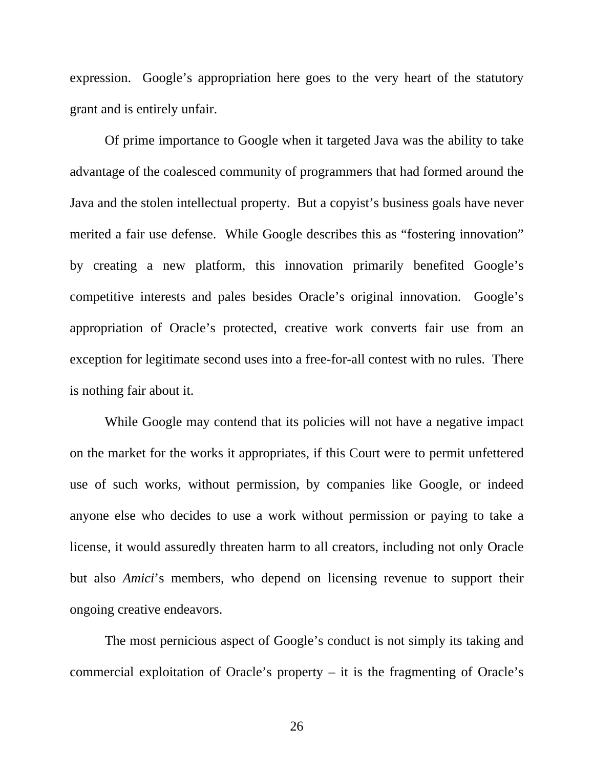expression. Google's appropriation here goes to the very heart of the statutory grant and is entirely unfair.

Of prime importance to Google when it targeted Java was the ability to take advantage of the coalesced community of programmers that had formed around the Java and the stolen intellectual property. But a copyist's business goals have never merited a fair use defense. While Google describes this as "fostering innovation" by creating a new platform, this innovation primarily benefited Google's competitive interests and pales besides Oracle's original innovation. Google's appropriation of Oracle's protected, creative work converts fair use from an exception for legitimate second uses into a free-for-all contest with no rules. There is nothing fair about it.

While Google may contend that its policies will not have a negative impact on the market for the works it appropriates, if this Court were to permit unfettered use of such works, without permission, by companies like Google, or indeed anyone else who decides to use a work without permission or paying to take a license, it would assuredly threaten harm to all creators, including not only Oracle but also *Amici*'s members, who depend on licensing revenue to support their ongoing creative endeavors.

The most pernicious aspect of Google's conduct is not simply its taking and commercial exploitation of Oracle's property – it is the fragmenting of Oracle's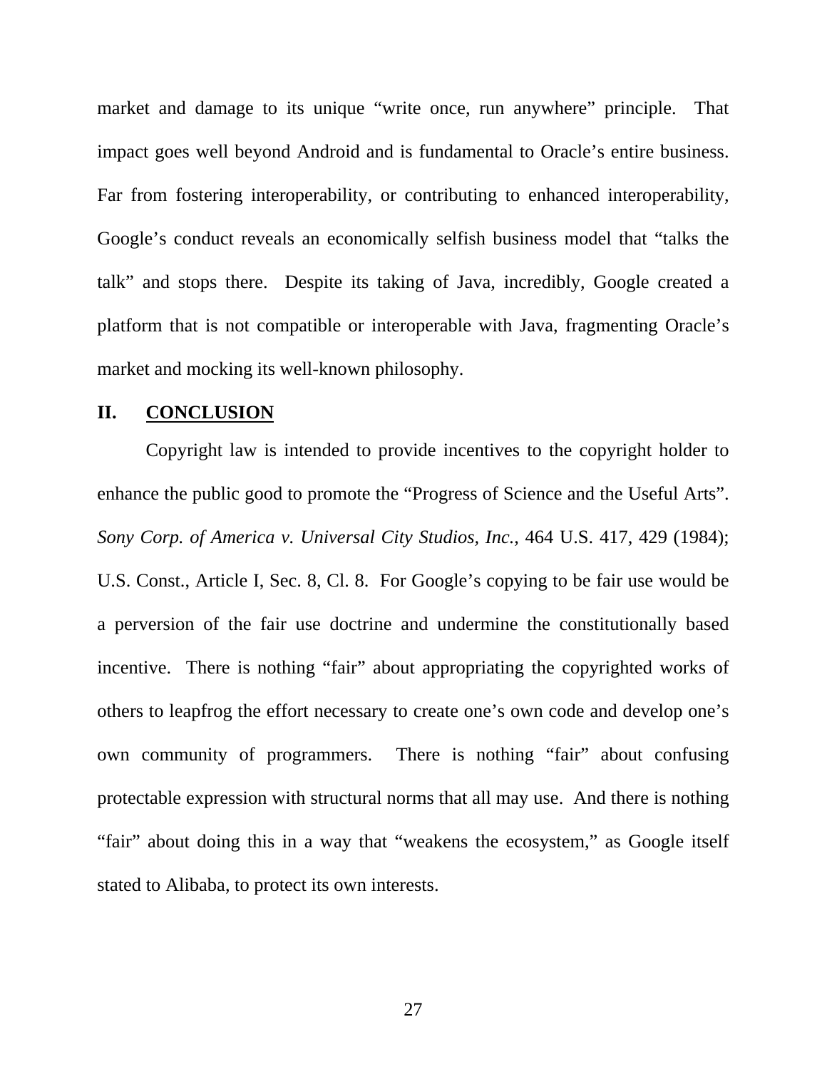market and damage to its unique "write once, run anywhere" principle. That impact goes well beyond Android and is fundamental to Oracle's entire business. Far from fostering interoperability, or contributing to enhanced interoperability, Google's conduct reveals an economically selfish business model that "talks the talk" and stops there. Despite its taking of Java, incredibly, Google created a platform that is not compatible or interoperable with Java, fragmenting Oracle's market and mocking its well-known philosophy.

## II. CONCLUSION

Copyright law is intended to provide incentives to the copyright holder to enhance the public good to promote the "Progress of Science and the Useful Arts". *Sony Corp. of America v. Universal City Studios, Inc.*, 464 U.S. 417, 429 (1984); U.S. Const., Article I, Sec. 8, Cl. 8. For Google's copying to be fair use would be a perversion of the fair use doctrine and undermine the constitutionally based incentive. There is nothing "fair" about appropriating the copyrighted works of others to leapfrog the effort necessary to create one's own code and develop one's own community of programmers. There is nothing "fair" about confusing protectable expression with structural norms that all may use. And there is nothing "fair" about doing this in a way that "weakens the ecosystem," as Google itself stated to Alibaba, to protect its own interests.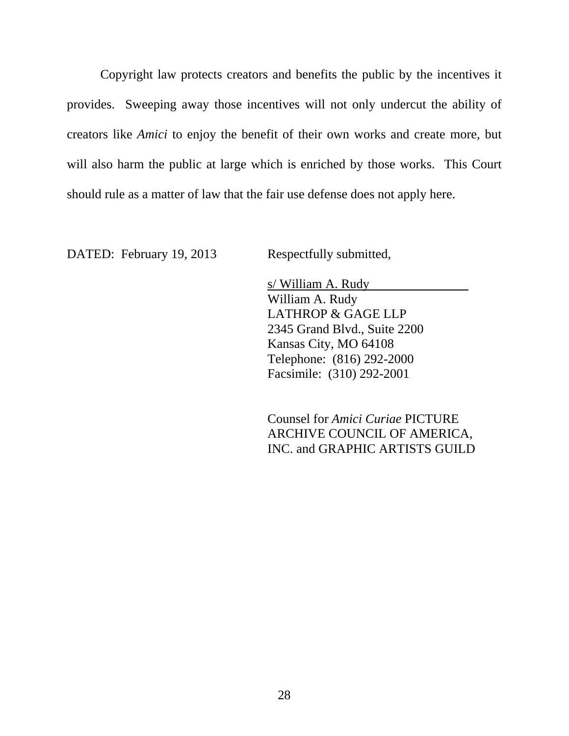Copyright law protects creators and benefits the public by the incentives it provides. Sweeping away those incentives will not only undercut the ability of creators like *Amici* to enjoy the benefit of their own works and create more, but will also harm the public at large which is enriched by those works. This Court should rule as a matter of law that the fair use defense does not apply here.

DATED: February 19, 2013

Respectfully submitted,

s/ William A. Rudy
William A. Rudy
LATHROP & GAGE LLP
2345 Grand Blvd., Suite 2200
Kansas City, MO 64108
Telephone: (816) 292-2000
Facsimile: (310) 292-2001

Counsel for *Amici Curiae* PICTURE ARCHIVE COUNCIL OF AMERICA, INC. and GRAPHIC ARTISTS GUILD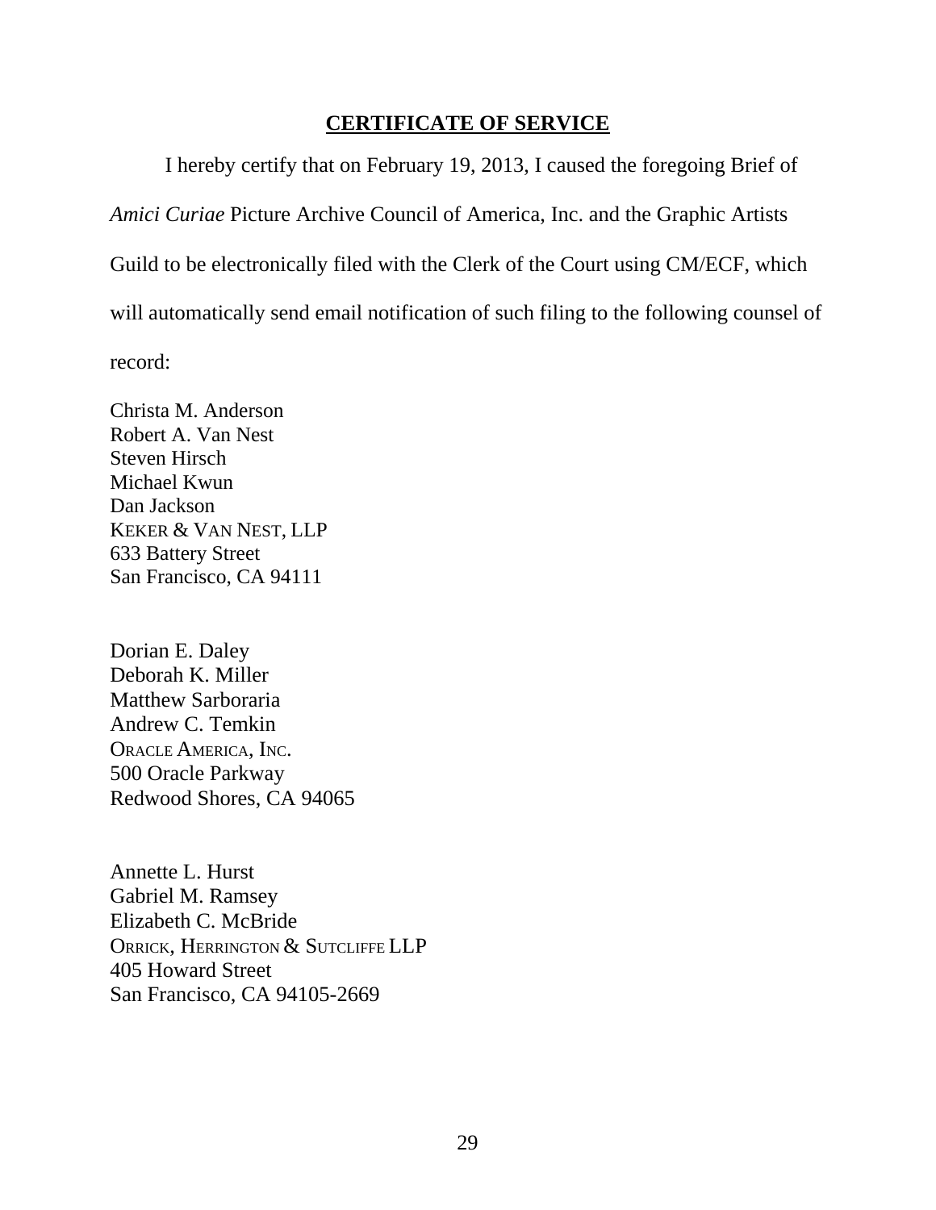## **CERTIFICATE OF SERVICE**

I hereby certify that on February 19, 2013, I caused the foregoing Brief of *Amici Curiae* Picture Archive Council of America, Inc. and the Graphic Artists Guild to be electronically filed with the Clerk of the Court using CM/ECF, which will automatically send email notification of such filing to the following counsel of record:

Christa M. Anderson
Robert A. Van Nest
Steven Hirsch
Michael Kwun
Dan Jackson
KEKER & VAN NEST, LLP
633 Battery Street
San Francisco, CA 94111

Dorian E. Daley
Deborah K. Miller
Matthew Sarboraria
Andrew C. Temkin
ORACLE AMERICA, INC.
500 Oracle Parkway
Redwood Shores, CA 94065

Annette L. Hurst
Gabriel M. Ramsey
Elizabeth C. McBride
ORRICK, HERRINGTON & SUTCLIFFE LLP
405 Howard Street
San Francisco, CA 94105-2669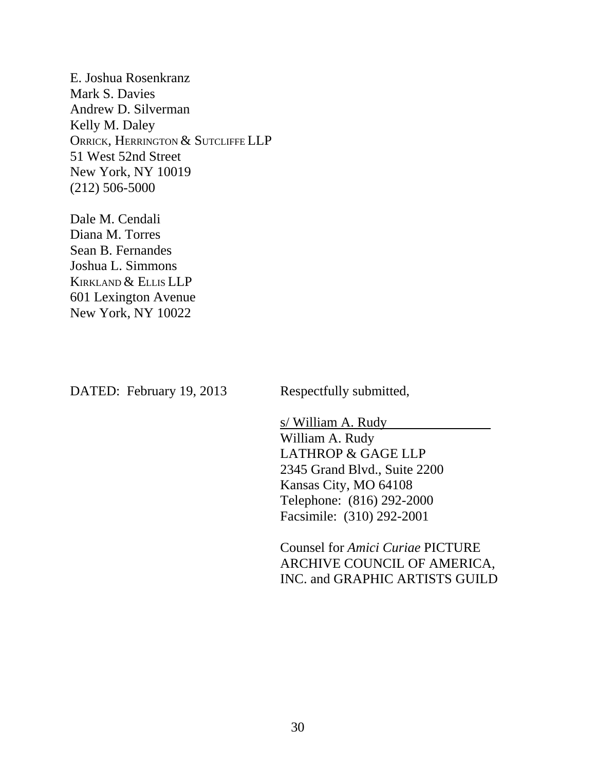E. Joshua Rosenkranz
Mark S. Davies
Andrew D. Silverman
Kelly M. Daley
ORRICK, HERRINGTON & SUTCLIFFE LLP
51 West 52nd Street
New York, NY 10019
(212) 506-5000

Dale M. Cendali
Diana M. Torres
Sean B. Fernandes
Joshua L. Simmons
KIRKLAND & ELLIS LLP
601 Lexington Avenue
New York, NY 10022

DATED: February 19, 2013

Respectfully submitted,

s/ William A. Rudy
William A. Rudy
LATHROP & GAGE LLP
2345 Grand Blvd., Suite 2200
Kansas City, MO 64108
Telephone: (816) 292-2000
Facsimile: (310) 292-2001

Counsel for *Amici Curiae* PICTURE ARCHIVE COUNCIL OF AMERICA, INC. and GRAPHIC ARTISTS GUILD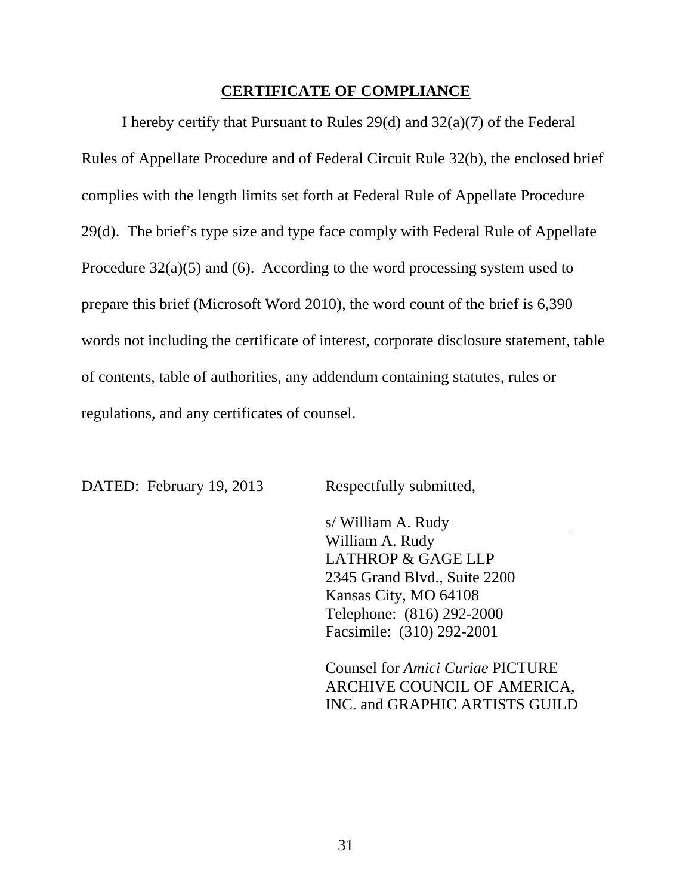## CERTIFICATE OF COMPLIANCE

I hereby certify that Pursuant to Rules 29(d) and 32(a)(7) of the Federal Rules of Appellate Procedure and of Federal Circuit Rule 32(b), the enclosed brief complies with the length limits set forth at Federal Rule of Appellate Procedure 29(d). The brief's type size and type face comply with Federal Rule of Appellate Procedure 32(a)(5) and (6). According to the word processing system used to prepare this brief (Microsoft Word 2010), the word count of the brief is 6,390 words not including the certificate of interest, corporate disclosure statement, table of contents, table of authorities, any addendum containing statutes, rules or regulations, and any certificates of counsel.

DATED: February 19, 2013

Respectfully submitted,

s/ William A. Rudy
William A. Rudy
LATHROP & GAGE LLP
2345 Grand Blvd., Suite 2200
Kansas City, MO 64108
Telephone: (816) 292-2000
Facsimile: (310) 292-2001

Counsel for *Amici Curiae* PICTURE ARCHIVE COUNCIL OF AMERICA, INC. and GRAPHIC ARTISTS GUILD